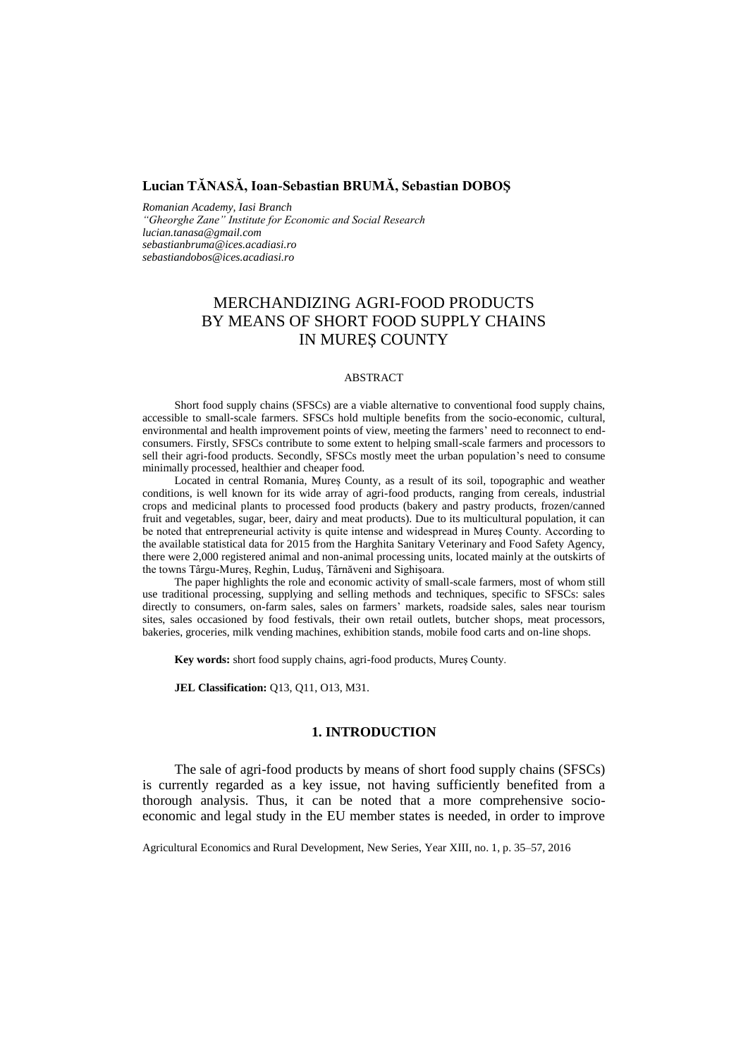**Lucian TĂNASĂ, Ioan-Sebastian BRUMĂ, Sebastian DOBOȘ**

*Romanian Academy, Iasi Branch*
*"Gheorghe Zane" Institute for Economic and Social Research*
*lucian.tanasa@gmail.com*
*sebastianbruma@ices.acadiasi.ro*
*sebastiandobos@ices.acadiasi.ro*

# MERCHANDIZING AGRI-FOOD PRODUCTS BY MEANS OF SHORT FOOD SUPPLY CHAINS IN MUREȘ COUNTY

## ABSTRACT

Short food supply chains (SFSCs) are a viable alternative to conventional food supply chains, accessible to small-scale farmers. SFSCs hold multiple benefits from the socio-economic, cultural, environmental and health improvement points of view, meeting the farmers' need to reconnect to end-consumers. Firstly, SFSCs contribute to some extent to helping small-scale farmers and processors to sell their agri-food products. Secondly, SFSCs mostly meet the urban population's need to consume minimally processed, healthier and cheaper food.

Located in central Romania, Mureș County, as a result of its soil, topographic and weather conditions, is well known for its wide array of agri-food products, ranging from cereals, industrial crops and medicinal plants to processed food products (bakery and pastry products, frozen/canned fruit and vegetables, sugar, beer, dairy and meat products). Due to its multicultural population, it can be noted that entrepreneurial activity is quite intense and widespread in Mureș County. According to the available statistical data for 2015 from the Harghita Sanitary Veterinary and Food Safety Agency, there were 2,000 registered animal and non-animal processing units, located mainly at the outskirts of the towns Târgu-Mureș, Reghin, Luduș, Târnăveni and Sighișoara.

The paper highlights the role and economic activity of small-scale farmers, most of whom still use traditional processing, supplying and selling methods and techniques, specific to SFSCs: sales directly to consumers, on-farm sales, sales on farmers' markets, roadside sales, sales near tourism sites, sales occasioned by food festivals, their own retail outlets, butcher shops, meat processors, bakeries, groceries, milk vending machines, exhibition stands, mobile food carts and on-line shops.

**Key words:** short food supply chains, agri-food products, Mureș County.

**JEL Classification:** Q13, Q11, O13, M31.

## 1. INTRODUCTION

The sale of agri-food products by means of short food supply chains (SFSCs) is currently regarded as a key issue, not having sufficiently benefited from a thorough analysis. Thus, it can be noted that a more comprehensive socio-economic and legal study in the EU member states is needed, in order to improve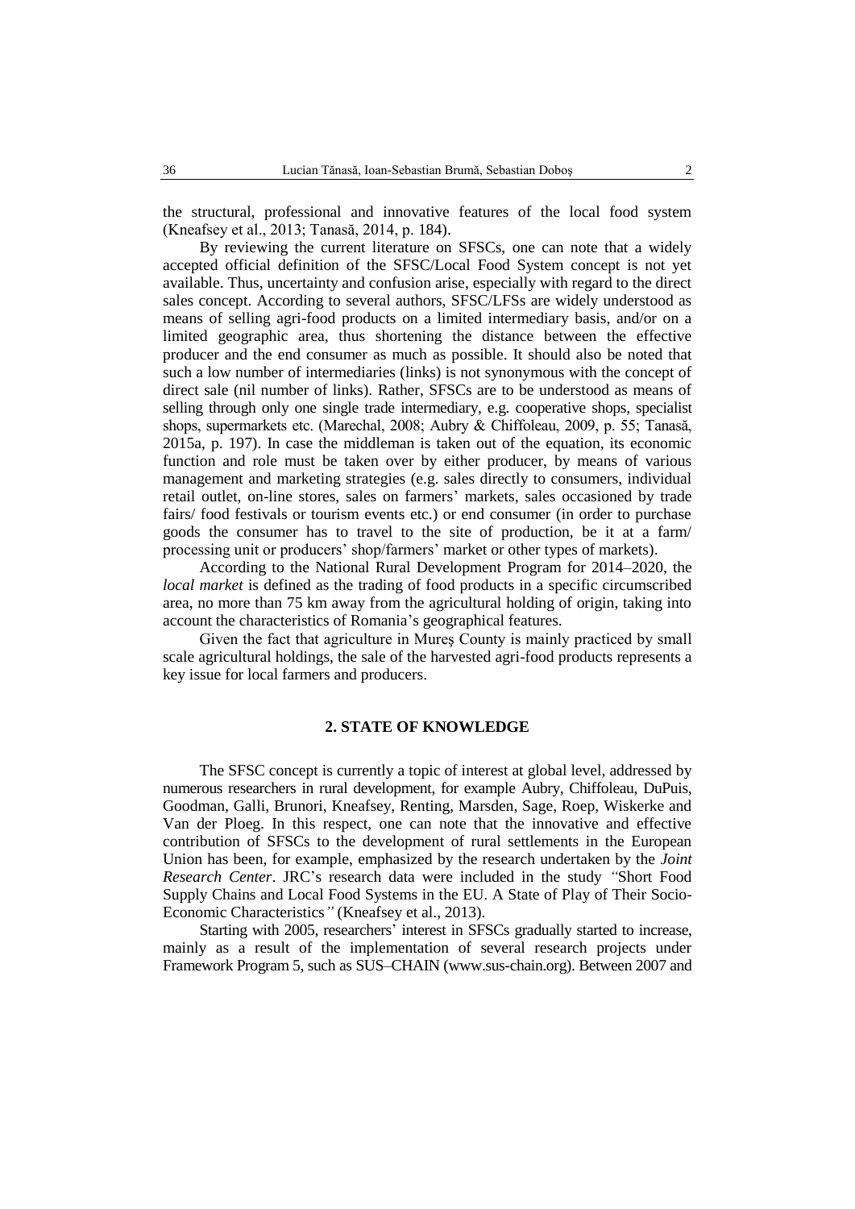the structural, professional and innovative features of the local food system (Kneafsey et al., 2013; Tanasă, 2014, p. 184).

By reviewing the current literature on SFSCs, one can note that a widely accepted official definition of the SFSC/Local Food System concept is not yet available. Thus, uncertainty and confusion arise, especially with regard to the direct sales concept. According to several authors, SFSC/LFSs are widely understood as means of selling agri-food products on a limited intermediary basis, and/or on a limited geographic area, thus shortening the distance between the effective producer and the end consumer as much as possible. It should also be noted that such a low number of intermediaries (links) is not synonymous with the concept of direct sale (nil number of links). Rather, SFSCs are to be understood as means of selling through only one single trade intermediary, e.g. cooperative shops, specialist shops, supermarkets etc. (Marechal, 2008; Aubry & Chiffoleau, 2009, p. 55; Tanasă, 2015a, p. 197). In case the middleman is taken out of the equation, its economic function and role must be taken over by either producer, by means of various management and marketing strategies (e.g. sales directly to consumers, individual retail outlet, on-line stores, sales on farmers' markets, sales occasioned by trade fairs/ food festivals or tourism events etc.) or end consumer (in order to purchase goods the consumer has to travel to the site of production, be it at a farm/ processing unit or producers' shop/farmers' market or other types of markets).

According to the National Rural Development Program for 2014–2020, the *local market* is defined as the trading of food products in a specific circumscribed area, no more than 75 km away from the agricultural holding of origin, taking into account the characteristics of Romania's geographical features.

Given the fact that agriculture in Mureș County is mainly practiced by small scale agricultural holdings, the sale of the harvested agri-food products represents a key issue for local farmers and producers.

## 2. STATE OF KNOWLEDGE

The SFSC concept is currently a topic of interest at global level, addressed by numerous researchers in rural development, for example Aubry, Chiffoleau, DuPuis, Goodman, Galli, Brunori, Kneafsey, Renting, Marsden, Sage, Roep, Wiskerke and Van der Ploeg. In this respect, one can note that the innovative and effective contribution of SFSCs to the development of rural settlements in the European Union has been, for example, emphasized by the research undertaken by the *Joint Research Center*. JRC's research data were included in the study *"*Short Food Supply Chains and Local Food Systems in the EU. A State of Play of Their Socio-Economic Characteristics*"* (Kneafsey et al., 2013).

Starting with 2005, researchers' interest in SFSCs gradually started to increase, mainly as a result of the implementation of several research projects under Framework Program 5, such as SUS–CHAIN (www.sus-chain.org). Between 2007 and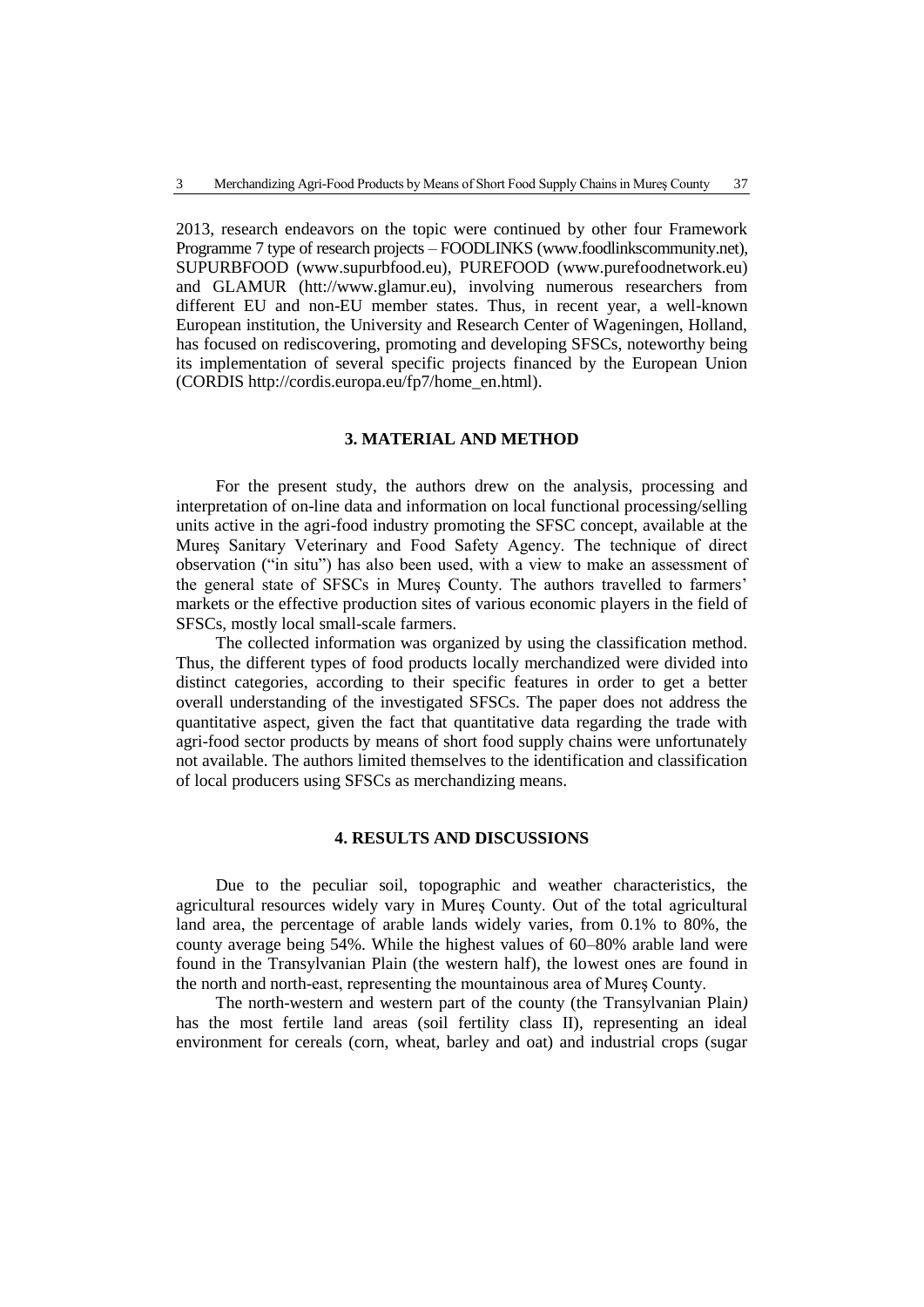2013, research endeavors on the topic were continued by other four Framework Programme 7 type of research projects – FOODLINKS (www.foodlinkscommunity.net), SUPURBFOOD (www.supurbfood.eu), PUREFOOD (www.purefoodnetwork.eu) and GLAMUR (htt://www.glamur.eu), involving numerous researchers from different EU and non-EU member states. Thus, in recent year, a well-known European institution, the University and Research Center of Wageningen, Holland, has focused on rediscovering, promoting and developing SFSCs, noteworthy being its implementation of several specific projects financed by the European Union (CORDIS http://cordis.europa.eu/fp7/home_en.html).

## 3. MATERIAL AND METHOD

For the present study, the authors drew on the analysis, processing and interpretation of on-line data and information on local functional processing/selling units active in the agri-food industry promoting the SFSC concept, available at the Mureş Sanitary Veterinary and Food Safety Agency. The technique of direct observation ("in situ") has also been used, with a view to make an assessment of the general state of SFSCs in Mureş County. The authors travelled to farmers' markets or the effective production sites of various economic players in the field of SFSCs, mostly local small-scale farmers.

The collected information was organized by using the classification method. Thus, the different types of food products locally merchandized were divided into distinct categories, according to their specific features in order to get a better overall understanding of the investigated SFSCs. The paper does not address the quantitative aspect, given the fact that quantitative data regarding the trade with agri-food sector products by means of short food supply chains were unfortunately not available. The authors limited themselves to the identification and classification of local producers using SFSCs as merchandizing means.

## 4. RESULTS AND DISCUSSIONS

Due to the peculiar soil, topographic and weather characteristics, the agricultural resources widely vary in Mureş County. Out of the total agricultural land area, the percentage of arable lands widely varies, from 0.1% to 80%, the county average being 54%. While the highest values of 60–80% arable land were found in the Transylvanian Plain (the western half), the lowest ones are found in the north and north-east, representing the mountainous area of Mureş County.

The north-western and western part of the county (the Transylvanian Plain*)* has the most fertile land areas (soil fertility class II), representing an ideal environment for cereals (corn, wheat, barley and oat) and industrial crops (sugar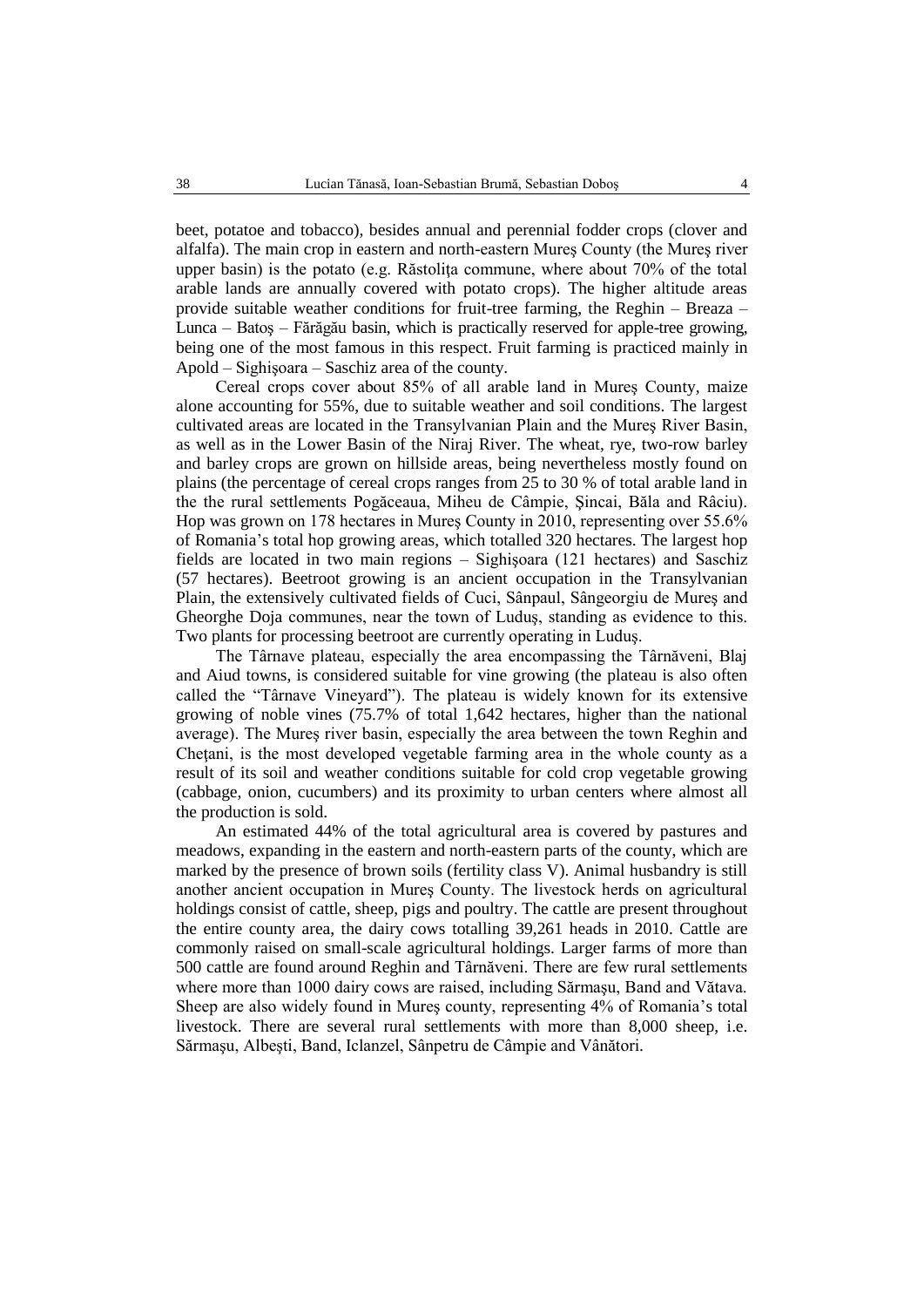beet, potatoe and tobacco), besides annual and perennial fodder crops (clover and alfalfa). The main crop in eastern and north-eastern Mureş County (the Mureş river upper basin) is the potato (e.g. Răstoliţa commune, where about 70% of the total arable lands are annually covered with potato crops). The higher altitude areas provide suitable weather conditions for fruit-tree farming, the Reghin – Breaza – Lunca – Batoş – Fărăgău basin, which is practically reserved for apple-tree growing, being one of the most famous in this respect. Fruit farming is practiced mainly in Apold – Sighişoara – Saschiz area of the county.

Cereal crops cover about 85% of all arable land in Mureş County, maize alone accounting for 55%, due to suitable weather and soil conditions. The largest cultivated areas are located in the Transylvanian Plain and the Mureş River Basin, as well as in the Lower Basin of the Niraj River. The wheat, rye, two-row barley and barley crops are grown on hillside areas, being nevertheless mostly found on plains (the percentage of cereal crops ranges from 25 to 30 % of total arable land in the the rural settlements Pogăceaua, Miheu de Câmpie, Şincai, Băla and Râciu). Hop was grown on 178 hectares in Mureş County in 2010, representing over 55.6% of Romania's total hop growing areas, which totalled 320 hectares. The largest hop fields are located in two main regions – Sighişoara (121 hectares) and Saschiz (57 hectares). Beetroot growing is an ancient occupation in the Transylvanian Plain, the extensively cultivated fields of Cuci, Sânpaul, Sângeorgiu de Mureş and Gheorghe Doja communes, near the town of Luduş, standing as evidence to this. Two plants for processing beetroot are currently operating in Luduş.

The Târnave plateau, especially the area encompassing the Târnăveni, Blaj and Aiud towns, is considered suitable for vine growing (the plateau is also often called the "Târnave Vineyard"). The plateau is widely known for its extensive growing of noble vines (75.7% of total 1,642 hectares, higher than the national average). The Mureş river basin, especially the area between the town Reghin and Cheţani, is the most developed vegetable farming area in the whole county as a result of its soil and weather conditions suitable for cold crop vegetable growing (cabbage, onion, cucumbers) and its proximity to urban centers where almost all the production is sold.

An estimated 44% of the total agricultural area is covered by pastures and meadows, expanding in the eastern and north-eastern parts of the county, which are marked by the presence of brown soils (fertility class V). Animal husbandry is still another ancient occupation in Mureş County. The livestock herds on agricultural holdings consist of cattle, sheep, pigs and poultry. The cattle are present throughout the entire county area, the dairy cows totalling 39,261 heads in 2010. Cattle are commonly raised on small-scale agricultural holdings. Larger farms of more than 500 cattle are found around Reghin and Târnăveni. There are few rural settlements where more than 1000 dairy cows are raised, including Sărmaşu, Band and Vătava. Sheep are also widely found in Mureş county, representing 4% of Romania's total livestock. There are several rural settlements with more than 8,000 sheep, i.e. Sărmaşu, Albeşti, Band, Iclanzel, Sânpetru de Câmpie and Vânători.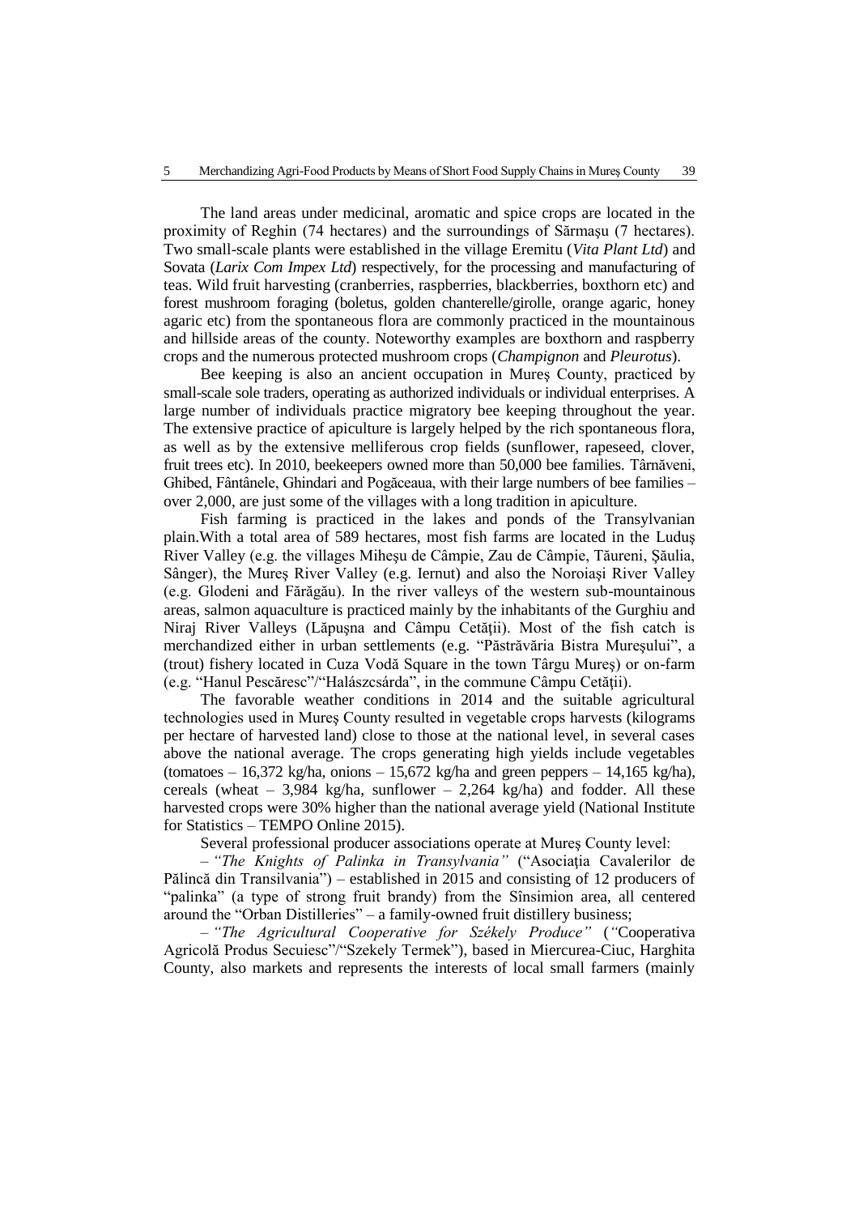The land areas under medicinal, aromatic and spice crops are located in the proximity of Reghin (74 hectares) and the surroundings of Sărmaşu (7 hectares). Two small-scale plants were established in the village Eremitu (*Vita Plant Ltd*) and Sovata (*Larix Com Impex Ltd*) respectively, for the processing and manufacturing of teas. Wild fruit harvesting (cranberries, raspberries, blackberries, boxthorn etc) and forest mushroom foraging (boletus, golden chanterelle/girolle, orange agaric, honey agaric etc) from the spontaneous flora are commonly practiced in the mountainous and hillside areas of the county. Noteworthy examples are boxthorn and raspberry crops and the numerous protected mushroom crops (*Champignon* and *Pleurotus*).

Bee keeping is also an ancient occupation in Mureş County, practiced by small-scale sole traders, operating as authorized individuals or individual enterprises. A large number of individuals practice migratory bee keeping throughout the year. The extensive practice of apiculture is largely helped by the rich spontaneous flora, as well as by the extensive melliferous crop fields (sunflower, rapeseed, clover, fruit trees etc). In 2010, beekeepers owned more than 50,000 bee families. Târnăveni, Ghibed, Fântânele, Ghindari and Pogăceaua, with their large numbers of bee families – over 2,000, are just some of the villages with a long tradition in apiculture.

Fish farming is practiced in the lakes and ponds of the Transylvanian plain.With a total area of 589 hectares, most fish farms are located in the Luduş River Valley (e.g. the villages Miheşu de Câmpie, Zau de Câmpie, Tăureni, Şăulia, Sânger), the Mureş River Valley (e.g. Iernut) and also the Noroiaşi River Valley (e.g. Glodeni and Fărăgău). In the river valleys of the western sub-mountainous areas, salmon aquaculture is practiced mainly by the inhabitants of the Gurghiu and Niraj River Valleys (Lăpuşna and Câmpu Cetăţii). Most of the fish catch is merchandized either in urban settlements (e.g. "Păstrăvăria Bistra Mureşului", a (trout) fishery located in Cuza Vodă Square in the town Târgu Mureş) or on-farm (e.g. "Hanul Pescăresc"/"Halászcsárda", in the commune Câmpu Cetăţii).

The favorable weather conditions in 2014 and the suitable agricultural technologies used in Mureş County resulted in vegetable crops harvests (kilograms per hectare of harvested land) close to those at the national level, in several cases above the national average. The crops generating high yields include vegetables (tomatoes – 16,372 kg/ha, onions – 15,672 kg/ha and green peppers – 14,165 kg/ha), cereals (wheat – 3,984 kg/ha, sunflower – 2,264 kg/ha) and fodder. All these harvested crops were 30% higher than the national average yield (National Institute for Statistics – TEMPO Online 2015).

Several professional producer associations operate at Mureş County level:

– *"The Knights of Palinka in Transylvania"* ("Asociaţia Cavalerilor de Pălincă din Transilvania") – established in 2015 and consisting of 12 producers of "palinka" (a type of strong fruit brandy) from the Sînsimion area, all centered around the "Orban Distilleries" – a family-owned fruit distillery business;

– *"The Agricultural Cooperative for Székely Produce"* (*"*Cooperativa Agricolă Produs Secuiesc"/"Szekely Termek"), based in Miercurea-Ciuc, Harghita County, also markets and represents the interests of local small farmers (mainly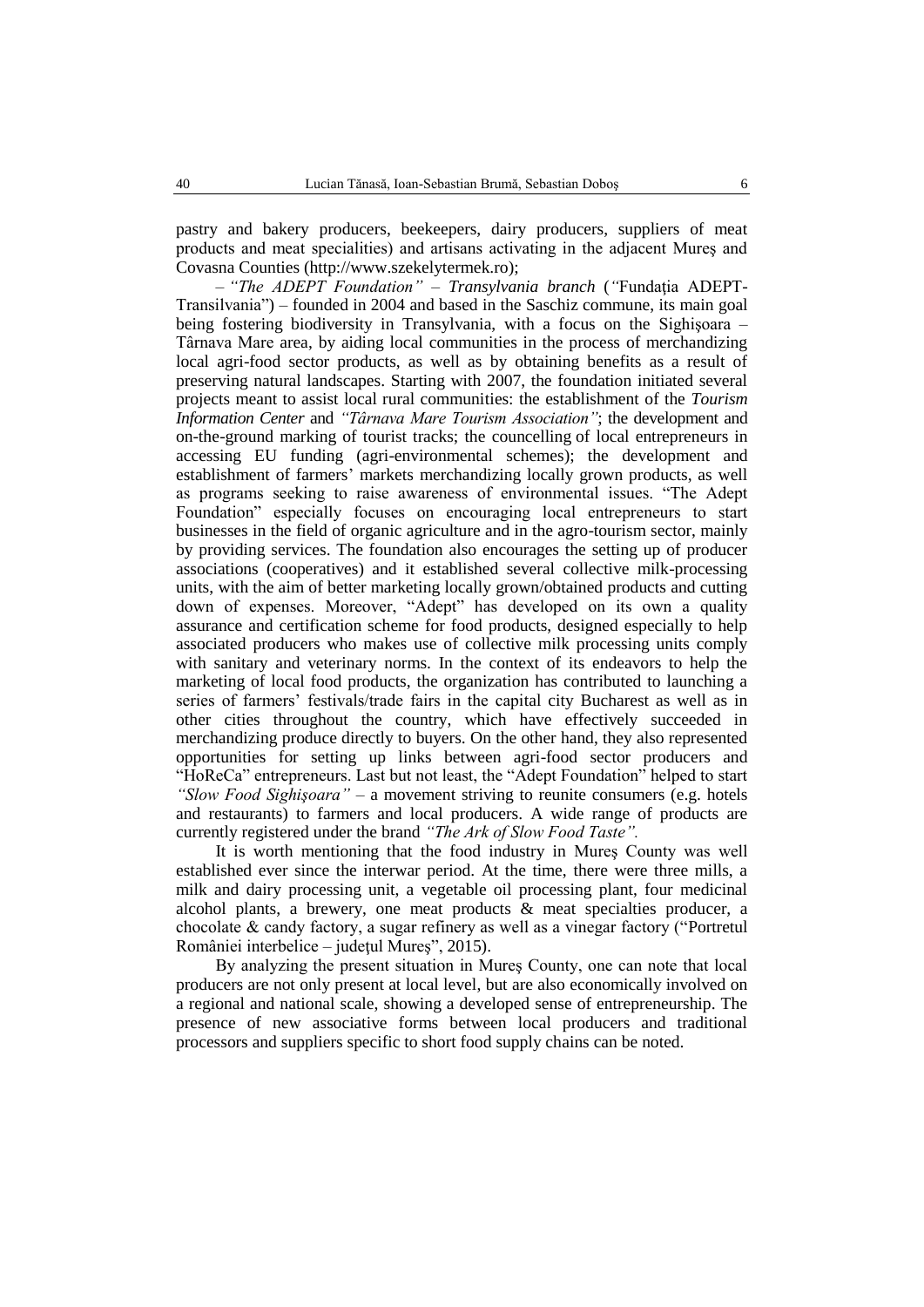pastry and bakery producers, beekeepers, dairy producers, suppliers of meat products and meat specialities) and artisans activating in the adjacent Mureş and Covasna Counties (http://www.szekelytermek.ro);

– *"The ADEPT Foundation" – Transylvania branch* (*"*Fundaţia ADEPT-Transilvania") – founded in 2004 and based in the Saschiz commune, its main goal being fostering biodiversity in Transylvania, with a focus on the Sighişoara – Târnava Mare area, by aiding local communities in the process of merchandizing local agri-food sector products, as well as by obtaining benefits as a result of preserving natural landscapes. Starting with 2007, the foundation initiated several projects meant to assist local rural communities: the establishment of the *Tourism Information Center* and *"Târnava Mare Tourism Association"*; the development and on-the-ground marking of tourist tracks; the councelling of local entrepreneurs in accessing EU funding (agri-environmental schemes); the development and establishment of farmers' markets merchandizing locally grown products, as well as programs seeking to raise awareness of environmental issues. "The Adept Foundation" especially focuses on encouraging local entrepreneurs to start businesses in the field of organic agriculture and in the agro-tourism sector, mainly by providing services. The foundation also encourages the setting up of producer associations (cooperatives) and it established several collective milk-processing units, with the aim of better marketing locally grown/obtained products and cutting down of expenses. Moreover, "Adept" has developed on its own a quality assurance and certification scheme for food products, designed especially to help associated producers who makes use of collective milk processing units comply with sanitary and veterinary norms. In the context of its endeavors to help the marketing of local food products, the organization has contributed to launching a series of farmers' festivals/trade fairs in the capital city Bucharest as well as in other cities throughout the country, which have effectively succeeded in merchandizing produce directly to buyers. On the other hand, they also represented opportunities for setting up links between agri-food sector producers and "HoReCa" entrepreneurs. Last but not least, the "Adept Foundation" helped to start *"Slow Food Sighişoara"* – a movement striving to reunite consumers (e.g. hotels and restaurants) to farmers and local producers. A wide range of products are currently registered under the brand *"The Ark of Slow Food Taste".*

It is worth mentioning that the food industry in Mureş County was well established ever since the interwar period. At the time, there were three mills, a milk and dairy processing unit, a vegetable oil processing plant, four medicinal alcohol plants, a brewery, one meat products & meat specialties producer, a chocolate & candy factory, a sugar refinery as well as a vinegar factory ("Portretul României interbelice – judeţul Mureş", 2015).

By analyzing the present situation in Mureş County, one can note that local producers are not only present at local level, but are also economically involved on a regional and national scale, showing a developed sense of entrepreneurship. The presence of new associative forms between local producers and traditional processors and suppliers specific to short food supply chains can be noted.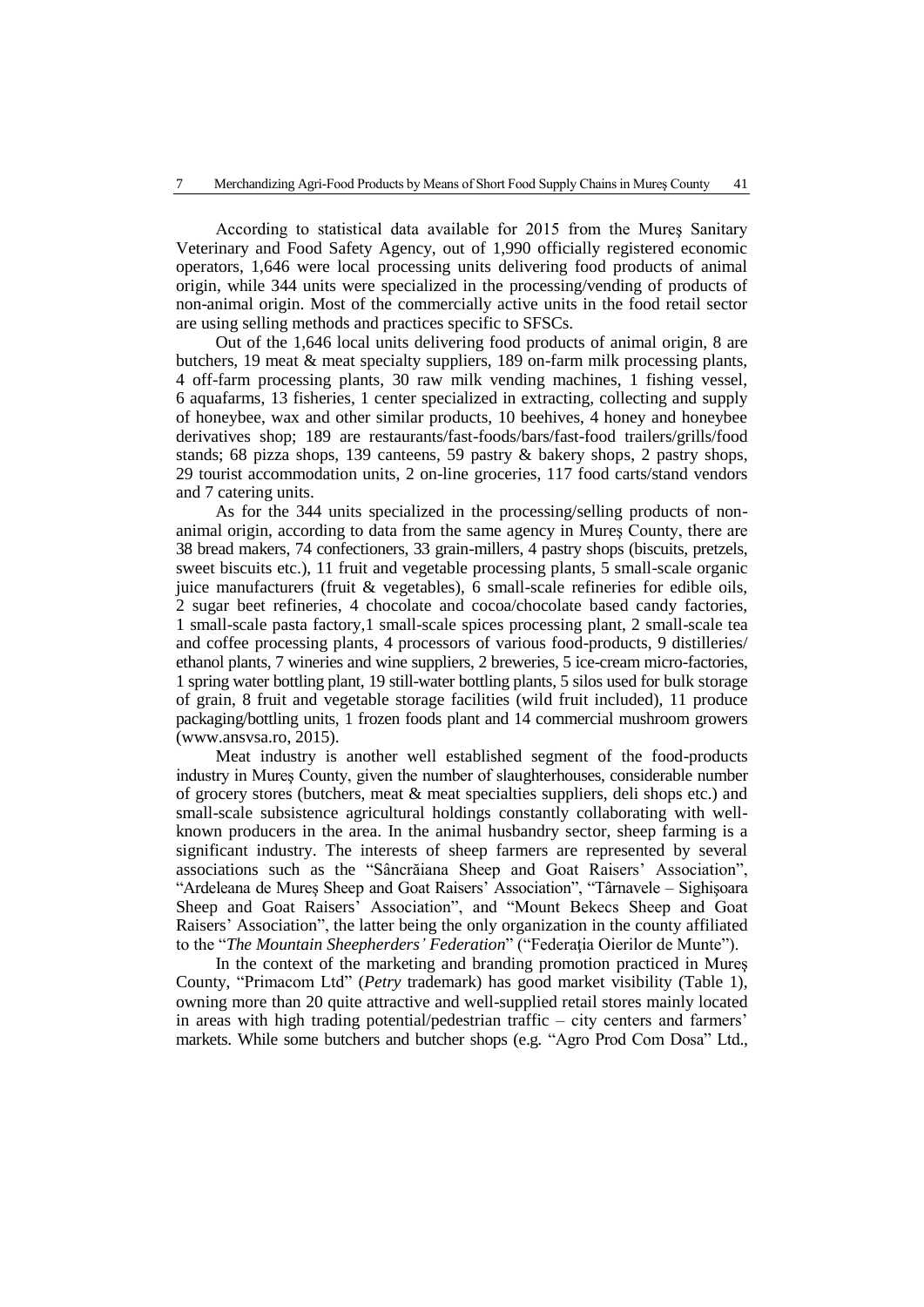According to statistical data available for 2015 from the Mureş Sanitary Veterinary and Food Safety Agency, out of 1,990 officially registered economic operators, 1,646 were local processing units delivering food products of animal origin, while 344 units were specialized in the processing/vending of products of non-animal origin. Most of the commercially active units in the food retail sector are using selling methods and practices specific to SFSCs.

Out of the 1,646 local units delivering food products of animal origin, 8 are butchers, 19 meat & meat specialty suppliers, 189 on-farm milk processing plants, 4 off-farm processing plants, 30 raw milk vending machines, 1 fishing vessel, 6 aquafarms, 13 fisheries, 1 center specialized in extracting, collecting and supply of honeybee, wax and other similar products, 10 beehives, 4 honey and honeybee derivatives shop; 189 are restaurants/fast-foods/bars/fast-food trailers/grills/food stands; 68 pizza shops, 139 canteens, 59 pastry & bakery shops, 2 pastry shops, 29 tourist accommodation units, 2 on-line groceries, 117 food carts/stand vendors and 7 catering units.

As for the 344 units specialized in the processing/selling products of non-animal origin, according to data from the same agency in Mureş County, there are 38 bread makers, 74 confectioners, 33 grain-millers, 4 pastry shops (biscuits, pretzels, sweet biscuits etc.), 11 fruit and vegetable processing plants, 5 small-scale organic juice manufacturers (fruit & vegetables), 6 small-scale refineries for edible oils, 2 sugar beet refineries, 4 chocolate and cocoa/chocolate based candy factories, 1 small-scale pasta factory,1 small-scale spices processing plant, 2 small-scale tea and coffee processing plants, 4 processors of various food-products, 9 distilleries/ ethanol plants, 7 wineries and wine suppliers, 2 breweries, 5 ice-cream micro-factories, 1 spring water bottling plant, 19 still-water bottling plants, 5 silos used for bulk storage of grain, 8 fruit and vegetable storage facilities (wild fruit included), 11 produce packaging/bottling units, 1 frozen foods plant and 14 commercial mushroom growers (www.ansvsa.ro, 2015).

Meat industry is another well established segment of the food-products industry in Mureş County, given the number of slaughterhouses, considerable number of grocery stores (butchers, meat & meat specialties suppliers, deli shops etc.) and small-scale subsistence agricultural holdings constantly collaborating with well-known producers in the area. In the animal husbandry sector, sheep farming is a significant industry. The interests of sheep farmers are represented by several associations such as the "Sâncrăiana Sheep and Goat Raisers' Association", "Ardeleana de Mureş Sheep and Goat Raisers' Association", "Târnavele – Sighişoara Sheep and Goat Raisers' Association", and "Mount Bekecs Sheep and Goat Raisers' Association", the latter being the only organization in the county affiliated to the "*The Mountain Sheepherders' Federation*" ("Federația Oierilor de Munte").

In the context of the marketing and branding promotion practiced in Mureş County, "Primacom Ltd" (*Petry* trademark) has good market visibility (Table 1), owning more than 20 quite attractive and well-supplied retail stores mainly located in areas with high trading potential/pedestrian traffic – city centers and farmers' markets. While some butchers and butcher shops (e.g. "Agro Prod Com Dosa" Ltd.,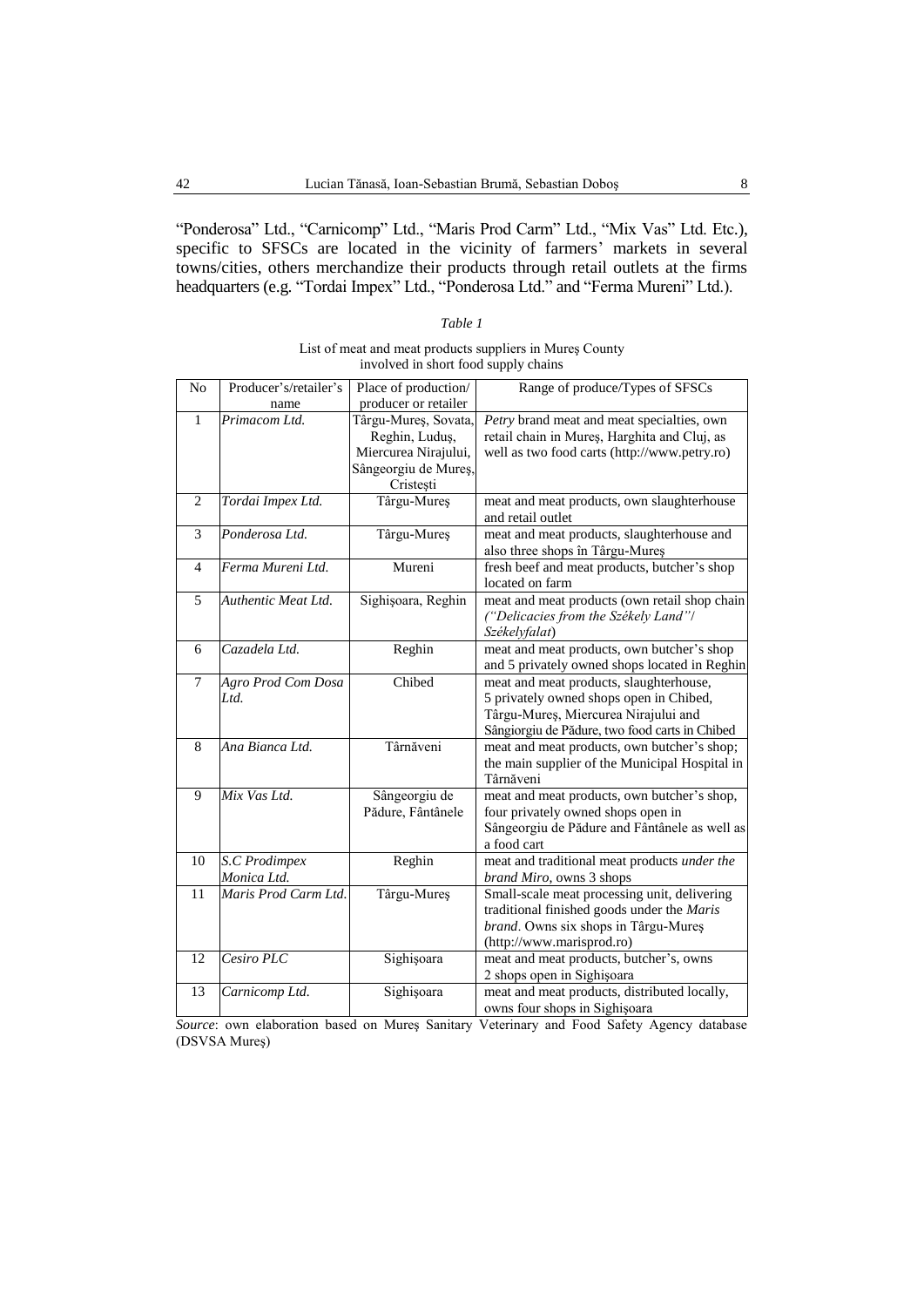"Ponderosa" Ltd., "Carnicomp" Ltd., "Maris Prod Carm" Ltd., "Mix Vas" Ltd. Etc.), specific to SFSCs are located in the vicinity of farmers' markets in several towns/cities, others merchandize their products through retail outlets at the firms headquarters (e.g. "Tordai Impex" Ltd., "Ponderosa Ltd." and "Ferma Mureni" Ltd.).

*Table 1*

List of meat and meat products suppliers in Mureş County involved in short food supply chains

| No | Producer's/retailer's name | Place of production/ producer or retailer | Range of produce/Types of SFSCs |
|---|---|---|---|
| 1 | *Primacom Ltd.* | Târgu-Mureş, Sovata, Reghin, Luduş, Miercurea Nirajului, Sângeorgiu de Mureş, Cristeşti | *Petry* brand meat and meat specialties, own retail chain in Mureş, Harghita and Cluj, as well as two food carts (http://www.petry.ro) |
| 2 | *Tordai Impex Ltd.* | Târgu-Mureş | meat and meat products, own slaughterhouse and retail outlet |
| 3 | *Ponderosa Ltd.* | Târgu-Mureş | meat and meat products, slaughterhouse and also three shops în Târgu-Mureş |
| 4 | *Ferma Mureni Ltd.* | Mureni | fresh beef and meat products, butcher's shop located on farm |
| 5 | *Authentic Meat Ltd.* | Sighişoara, Reghin | meat and meat products (own retail shop chain *("Delicacies from the Székely Land"/ Székelyfalat*) |
| 6 | *Cazadela Ltd.* | Reghin | meat and meat products, own butcher's shop and 5 privately owned shops located in Reghin |
| 7 | *Agro Prod Com Dosa Ltd.* | Chibed | meat and meat products, slaughterhouse, 5 privately owned shops open in Chibed, Târgu-Mureş, Miercurea Nirajului and Sângiorgiu de Pădure, two food carts in Chibed |
| 8 | *Ana Bianca Ltd.* | Târnăveni | meat and meat products, own butcher's shop; the main supplier of the Municipal Hospital in Târnăveni |
| 9 | *Mix Vas Ltd.* | Sângeorgiu de Pădure, Fântânele | meat and meat products, own butcher's shop, four privately owned shops open in Sângeorgiu de Pădure and Fântânele as well as a food cart |
| 10 | *S.C Prodimpex Monica Ltd.* | Reghin | meat and traditional meat products *under the brand Miro*, owns 3 shops |
| 11 | *Maris Prod Carm Ltd.* | Târgu-Mureş | Small-scale meat processing unit, delivering traditional finished goods under the *Maris brand*. Owns six shops in Târgu-Mureş (http://www.marisprod.ro) |
| 12 | *Cesiro PLC* | Sighişoara | meat and meat products, butcher's, owns 2 shops open in Sighişoara |
| 13 | *Carnicomp Ltd.* | Sighişoara | meat and meat products, distributed locally, owns four shops in Sighişoara |

*Source*: own elaboration based on Mureş Sanitary Veterinary and Food Safety Agency database (DSVSA Mureş)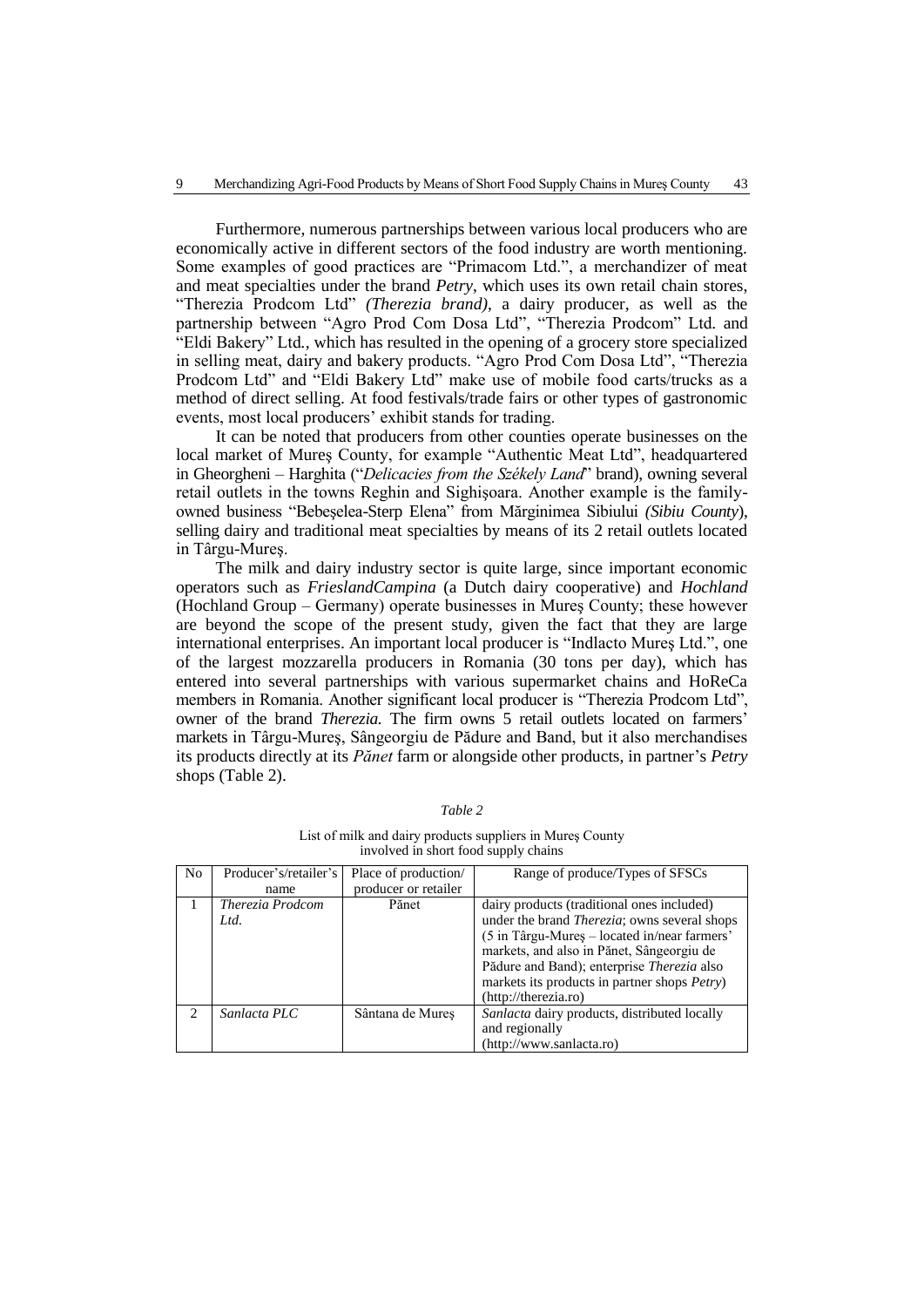Furthermore, numerous partnerships between various local producers who are economically active in different sectors of the food industry are worth mentioning. Some examples of good practices are "Primacom Ltd.", a merchandizer of meat and meat specialties under the brand *Petry*, which uses its own retail chain stores, "Therezia Prodcom Ltd" *(Therezia brand)*, a dairy producer, as well as the partnership between "Agro Prod Com Dosa Ltd", "Therezia Prodcom" Ltd. and "Eldi Bakery" Ltd., which has resulted in the opening of a grocery store specialized in selling meat, dairy and bakery products. "Agro Prod Com Dosa Ltd", "Therezia Prodcom Ltd" and "Eldi Bakery Ltd" make use of mobile food carts/trucks as a method of direct selling. At food festivals/trade fairs or other types of gastronomic events, most local producers' exhibit stands for trading.

It can be noted that producers from other counties operate businesses on the local market of Mureş County, for example "Authentic Meat Ltd", headquartered in Gheorgheni – Harghita ("*Delicacies from the Székely Land*" brand), owning several retail outlets in the towns Reghin and Sighişoara. Another example is the family-owned business "Bebeşelea-Sterp Elena" from Mărginimea Sibiului *(Sibiu County*), selling dairy and traditional meat specialties by means of its 2 retail outlets located in Târgu-Mureş.

The milk and dairy industry sector is quite large, since important economic operators such as *FrieslandCampina* (a Dutch dairy cooperative) and *Hochland* (Hochland Group – Germany) operate businesses in Mureş County; these however are beyond the scope of the present study, given the fact that they are large international enterprises. An important local producer is "Indlacto Mureş Ltd.", one of the largest mozzarella producers in Romania (30 tons per day), which has entered into several partnerships with various supermarket chains and HoReCa members in Romania. Another significant local producer is "Therezia Prodcom Ltd", owner of the brand *Therezia.* The firm owns 5 retail outlets located on farmers' markets in Târgu-Mureş, Sângeorgiu de Pădure and Band, but it also merchandises its products directly at its *Pănet* farm or alongside other products, in partner's *Petry* shops (Table 2).

*Table 2*

List of milk and dairy products suppliers in Mureş County involved in short food supply chains

| No | Producer's/retailer's name | Place of production/ producer or retailer | Range of produce/Types of SFSCs |
|---|---|---|---|
| 1 | *Therezia Prodcom Ltd.* | Pănet | dairy products (traditional ones included) under the brand *Therezia*; owns several shops (5 in Târgu-Mureş – located in/near farmers' markets, and also in Pănet, Sângeorgiu de Pădure and Band); enterprise *Therezia* also markets its products in partner shops *Petry*) (http://therezia.ro) |
| 2 | *Sanlacta PLC* | Sântana de Mureş | *Sanlacta* dairy products, distributed locally and regionally (http://www.sanlacta.ro) |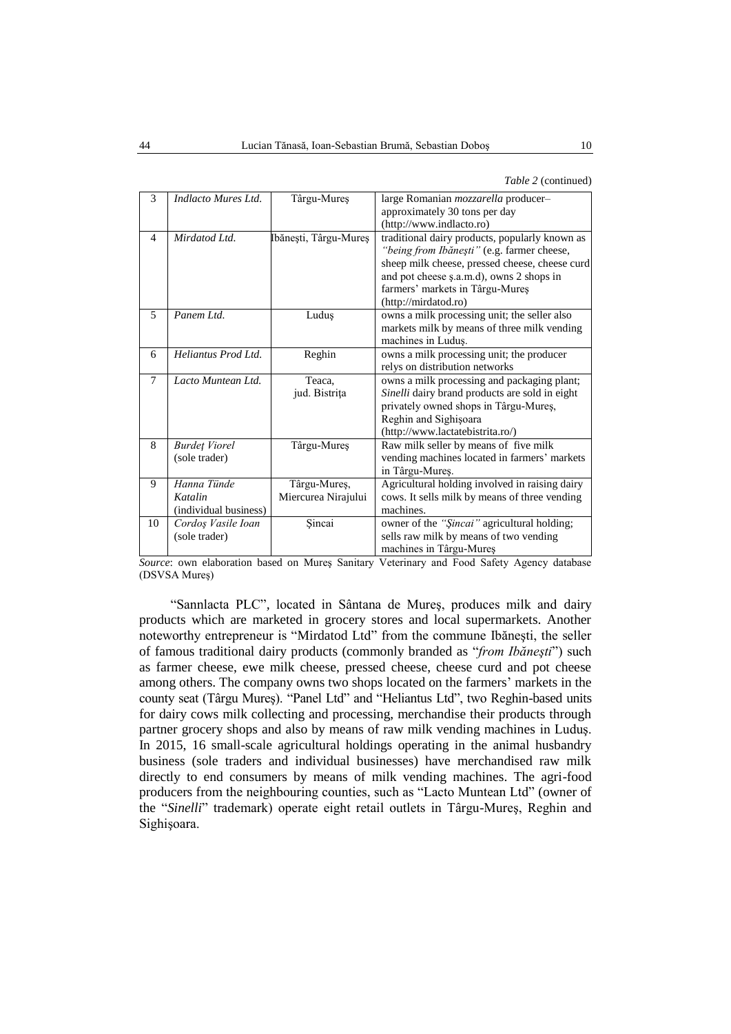*Table 2* (continued)

| | | | |
|---|---|---|---|
| 3 | *Indlacto Mures Ltd.* | Târgu-Mureş | large Romanian *mozzarella* producer– approximately 30 tons per day (http://www.indlacto.ro) |
| 4 | *Mirdatod Ltd.* | Ibăneşti, Târgu-Mureş | traditional dairy products, popularly known as *"being from Ibăneşti"* (e.g. farmer cheese, sheep milk cheese, pressed cheese, cheese curd and pot cheese ş.a.m.d), owns 2 shops in farmers' markets in Târgu-Mureş (http://mirdatod.ro) |
| 5 | *Panem Ltd.* | Luduş | owns a milk processing unit; the seller also markets milk by means of three milk vending machines in Luduş. |
| 6 | *Heliantus Prod Ltd.* | Reghin | owns a milk processing unit; the producer relys on distribution networks |
| 7 | *Lacto Muntean Ltd.* | Teaca, jud. Bistriţa | owns a milk processing and packaging plant; *Sinelli* dairy brand products are sold in eight privately owned shops in Târgu-Mureş, Reghin and Sighişoara (http://www.lactatebistrita.ro/) |
| 8 | *Burdeţ Viorel* (sole trader) | Târgu-Mureş | Raw milk seller by means of five milk vending machines located in farmers' markets in Târgu-Mureş. |
| 9 | *Hanna Tünde Katalin* (individual business) | Târgu-Mureş, Miercurea Nirajului | Agricultural holding involved in raising dairy cows. It sells milk by means of three vending machines. |
| 10 | *Cordoş Vasile Ioan* (sole trader) | Şincai | owner of the *"Şincai"* agricultural holding; sells raw milk by means of two vending machines in Târgu-Mureş |

*Source*: own elaboration based on Mureş Sanitary Veterinary and Food Safety Agency database (DSVSA Mureş)

"Sannlacta PLC", located in Sântana de Mureş, produces milk and dairy products which are marketed in grocery stores and local supermarkets. Another noteworthy entrepreneur is "Mirdatod Ltd" from the commune Ibăneşti, the seller of famous traditional dairy products (commonly branded as "*from Ibăneşti*") such as farmer cheese, ewe milk cheese, pressed cheese, cheese curd and pot cheese among others. The company owns two shops located on the farmers' markets in the county seat (Târgu Mureş). "Panel Ltd" and "Heliantus Ltd", two Reghin-based units for dairy cows milk collecting and processing, merchandise their products through partner grocery shops and also by means of raw milk vending machines in Luduş. In 2015, 16 small-scale agricultural holdings operating in the animal husbandry business (sole traders and individual businesses) have merchandised raw milk directly to end consumers by means of milk vending machines. The agri-food producers from the neighbouring counties, such as "Lacto Muntean Ltd" (owner of the "*Sinelli*" trademark) operate eight retail outlets in Târgu-Mureş, Reghin and Sighişoara.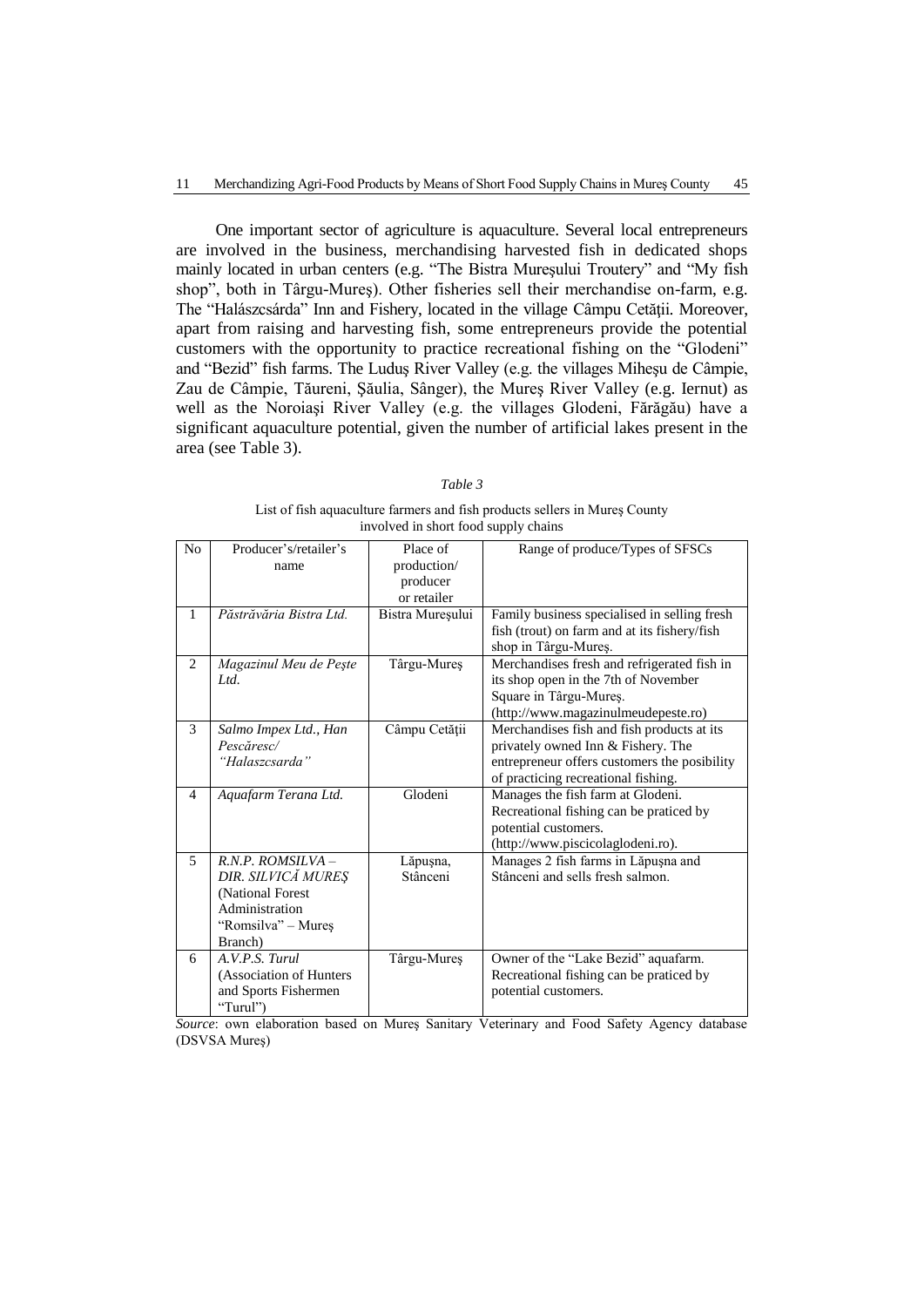One important sector of agriculture is aquaculture. Several local entrepreneurs are involved in the business, merchandising harvested fish in dedicated shops mainly located in urban centers (e.g. "The Bistra Mureşului Troutery" and "My fish shop", both in Târgu-Mureş). Other fisheries sell their merchandise on-farm, e.g. The "Halászcsárda" Inn and Fishery, located in the village Câmpu Cetăţii. Moreover, apart from raising and harvesting fish, some entrepreneurs provide the potential customers with the opportunity to practice recreational fishing on the "Glodeni" and "Bezid" fish farms. The Luduş River Valley (e.g. the villages Miheşu de Câmpie, Zau de Câmpie, Tăureni, Şăulia, Sânger), the Mureş River Valley (e.g. Iernut) as well as the Noroiaşi River Valley (e.g. the villages Glodeni, Fărăgău) have a significant aquaculture potential, given the number of artificial lakes present in the area (see Table 3).

*Table 3*

List of fish aquaculture farmers and fish products sellers in Mureş County involved in short food supply chains

| No | Producer's/retailer's name | Place of production/ producer or retailer | Range of produce/Types of SFSCs |
|---|---|---|---|
| 1 | *Păstrăvăria Bistra Ltd.* | Bistra Mureşului | Family business specialised in selling fresh fish (trout) on farm and at its fishery/fish shop in Târgu-Mureş. |
| 2 | *Magazinul Meu de Peşte Ltd.* | Târgu-Mureş | Merchandises fresh and refrigerated fish in its shop open in the 7th of November Square in Târgu-Mureş. (http://www.magazinulmeudepeste.ro) |
| 3 | *Salmo Impex Ltd., Han Pescăresc/ "Halaszcsarda"* | Câmpu Cetăţii | Merchandises fish and fish products at its privately owned Inn & Fishery. The entrepreneur offers customers the posibility of practicing recreational fishing. |
| 4 | *Aquafarm Terana Ltd.* | Glodeni | Manages the fish farm at Glodeni. Recreational fishing can be praticed by potential customers. (http://www.piscicolaglodeni.ro). |
| 5 | *R.N.P. ROMSILVA – DIR. SILVICĂ MUREŞ* (National Forest Administration "Romsilva" – Mureş Branch) | Lăpuşna, Stânceni | Manages 2 fish farms in Lăpuşna and Stânceni and sells fresh salmon. |
| 6 | *A.V.P.S. Turul* (Association of Hunters and Sports Fishermen "Turul") | Târgu-Mureş | Owner of the "Lake Bezid" aquafarm. Recreational fishing can be praticed by potential customers. |

*Source*: own elaboration based on Mureş Sanitary Veterinary and Food Safety Agency database (DSVSA Mureş)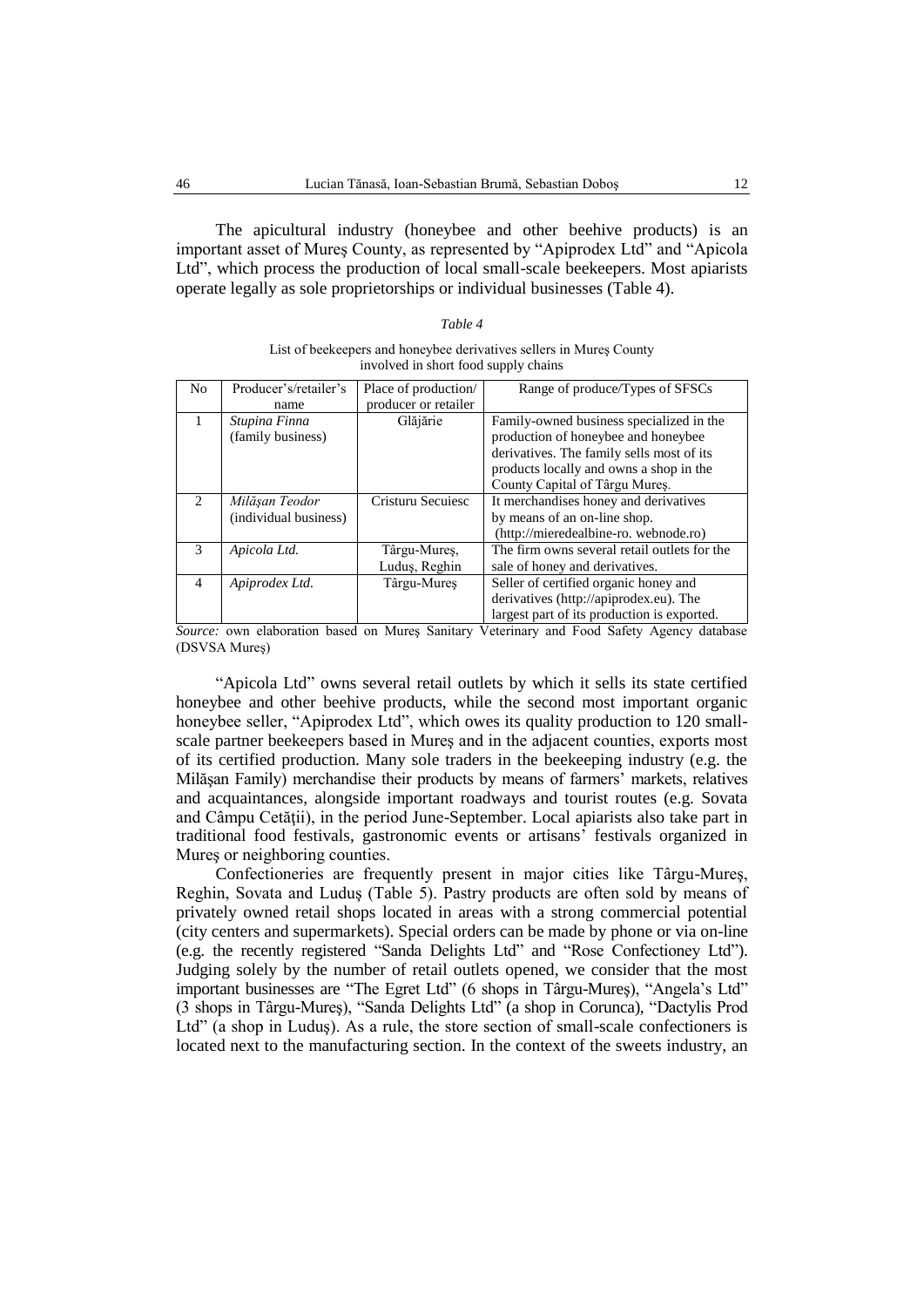The apicultural industry (honeybee and other beehive products) is an important asset of Mureş County, as represented by "Apiprodex Ltd" and "Apicola Ltd", which process the production of local small-scale beekeepers. Most apiarists operate legally as sole proprietorships or individual businesses (Table 4).

*Table 4*

List of beekeepers and honeybee derivatives sellers in Mureş County involved in short food supply chains

| No | Producer's/retailer's name | Place of production/ producer or retailer | Range of produce/Types of SFSCs |
|---|---|---|---|
| 1 | *Stupina Finna* (family business) | Glăjărie | Family-owned business specialized in the production of honeybee and honeybee derivatives. The family sells most of its products locally and owns a shop in the County Capital of Târgu Mureş. |
| 2 | *Milăşan Teodor* (individual business) | Cristuru Secuiesc | It merchandises honey and derivatives by means of an on-line shop. (http://mieredealbine-ro. webnode.ro) |
| 3 | *Apicola Ltd.* | Târgu-Mureş, Luduş, Reghin | The firm owns several retail outlets for the sale of honey and derivatives. |
| 4 | *Apiprodex Ltd.* | Târgu-Mureş | Seller of certified organic honey and derivatives (http://apiprodex.eu). The largest part of its production is exported. |

*Source:* own elaboration based on Mureş Sanitary Veterinary and Food Safety Agency database (DSVSA Mureş)

"Apicola Ltd" owns several retail outlets by which it sells its state certified honeybee and other beehive products, while the second most important organic honeybee seller, "Apiprodex Ltd", which owes its quality production to 120 small-scale partner beekeepers based in Mureş and in the adjacent counties, exports most of its certified production. Many sole traders in the beekeeping industry (e.g. the Milăşan Family) merchandise their products by means of farmers' markets, relatives and acquaintances, alongside important roadways and tourist routes (e.g. Sovata and Câmpu Cetăţii), in the period June-September. Local apiarists also take part in traditional food festivals, gastronomic events or artisans' festivals organized in Mureş or neighboring counties.

Confectioneries are frequently present in major cities like Târgu-Mureş, Reghin, Sovata and Luduş (Table 5). Pastry products are often sold by means of privately owned retail shops located in areas with a strong commercial potential (city centers and supermarkets). Special orders can be made by phone or via on-line (e.g. the recently registered "Sanda Delights Ltd" and "Rose Confectioney Ltd"). Judging solely by the number of retail outlets opened, we consider that the most important businesses are "The Egret Ltd" (6 shops in Târgu-Mureş), "Angela's Ltd" (3 shops in Târgu-Mureş), "Sanda Delights Ltd" (a shop in Corunca), "Dactylis Prod Ltd" (a shop in Luduş). As a rule, the store section of small-scale confectioners is located next to the manufacturing section. In the context of the sweets industry, an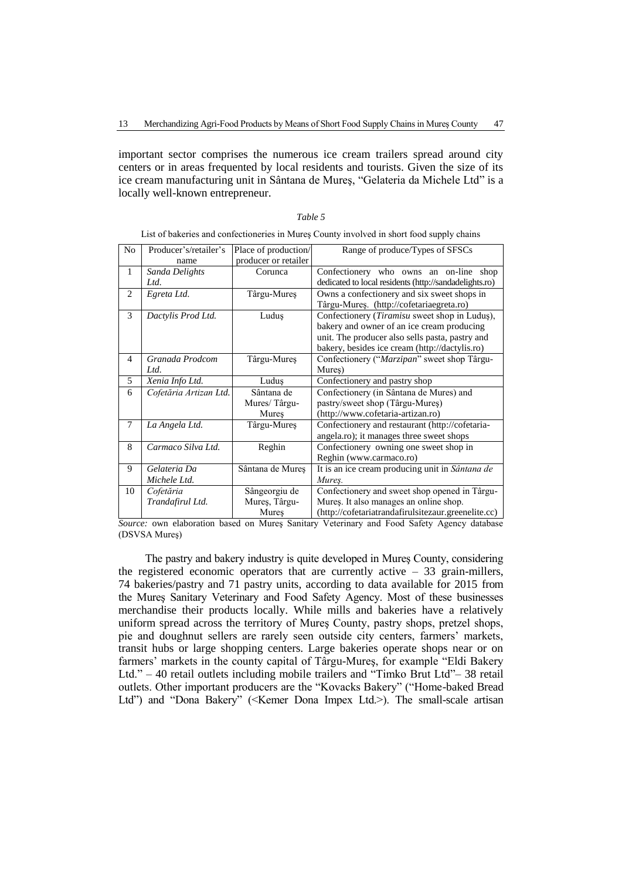important sector comprises the numerous ice cream trailers spread around city centers or in areas frequented by local residents and tourists. Given the size of its ice cream manufacturing unit in Sântana de Mureş, "Gelateria da Michele Ltd" is a locally well-known entrepreneur.

*Table 5*

List of bakeries and confectioneries in Mureş County involved in short food supply chains

| No | Producer's/retailer's name | Place of production/ producer or retailer | Range of produce/Types of SFSCs |
|---|---|---|---|
| 1 | *Sanda Delights Ltd.* | Corunca | Confectionery who owns an on-line shop dedicated to local residents (http://sandadelights.ro) |
| 2 | *Egreta Ltd.* | Târgu-Mureş | Owns a confectionery and six sweet shops in Târgu-Mureş. (http://cofetariaegreta.ro) |
| 3 | *Dactylis Prod Ltd.* | Luduş | Confectionery (*Tiramisu* sweet shop in Luduş), bakery and owner of an ice cream producing unit. The producer also sells pasta, pastry and bakery, besides ice cream (http://dactylis.ro) |
| 4 | *Granada Prodcom Ltd.* | Târgu-Mureş | Confectionery ("*Marzipan*" sweet shop Târgu-Mureş) |
| 5 | *Xenia Info Ltd.* | Luduş | Confectionery and pastry shop |
| 6 | *Cofetăria Artizan Ltd.* | Sântana de Mures/ Târgu-Mureş | Confectionery (in Sântana de Mures) and pastry/sweet shop (Târgu-Mureş) (http://www.cofetaria-artizan.ro) |
| 7 | *La Angela Ltd.* | Târgu-Mureş | Confectionery and restaurant (http://cofetaria-angela.ro); it manages three sweet shops |
| 8 | *Carmaco Silva Ltd.* | Reghin | Confectionery owning one sweet shop in Reghin (www.carmaco.ro) |
| 9 | *Gelateria Da Michele Ltd.* | Sântana de Mureş | It is an ice cream producing unit in *Sântana de Mureş.* |
| 10 | *Cofetăria Trandafirul Ltd.* | Sângeorgiu de Mureş, Târgu-Mureş | Confectionery and sweet shop opened in Târgu-Mureş. It also manages an online shop. (http://cofetariatrandafirulsitezaur.greenelite.cc) |

*Source:* own elaboration based on Mureş Sanitary Veterinary and Food Safety Agency database (DSVSA Mureş)

The pastry and bakery industry is quite developed in Mureş County, considering the registered economic operators that are currently active – 33 grain-millers, 74 bakeries/pastry and 71 pastry units, according to data available for 2015 from the Mureş Sanitary Veterinary and Food Safety Agency. Most of these businesses merchandise their products locally. While mills and bakeries have a relatively uniform spread across the territory of Mureş County, pastry shops, pretzel shops, pie and doughnut sellers are rarely seen outside city centers, farmers' markets, transit hubs or large shopping centers. Large bakeries operate shops near or on farmers' markets in the county capital of Târgu-Mureş, for example "Eldi Bakery Ltd." – 40 retail outlets including mobile trailers and "Timko Brut Ltd"– 38 retail outlets. Other important producers are the "Kovacks Bakery" ("Home-baked Bread Ltd") and "Dona Bakery" (<Kemer Dona Impex Ltd.>). The small-scale artisan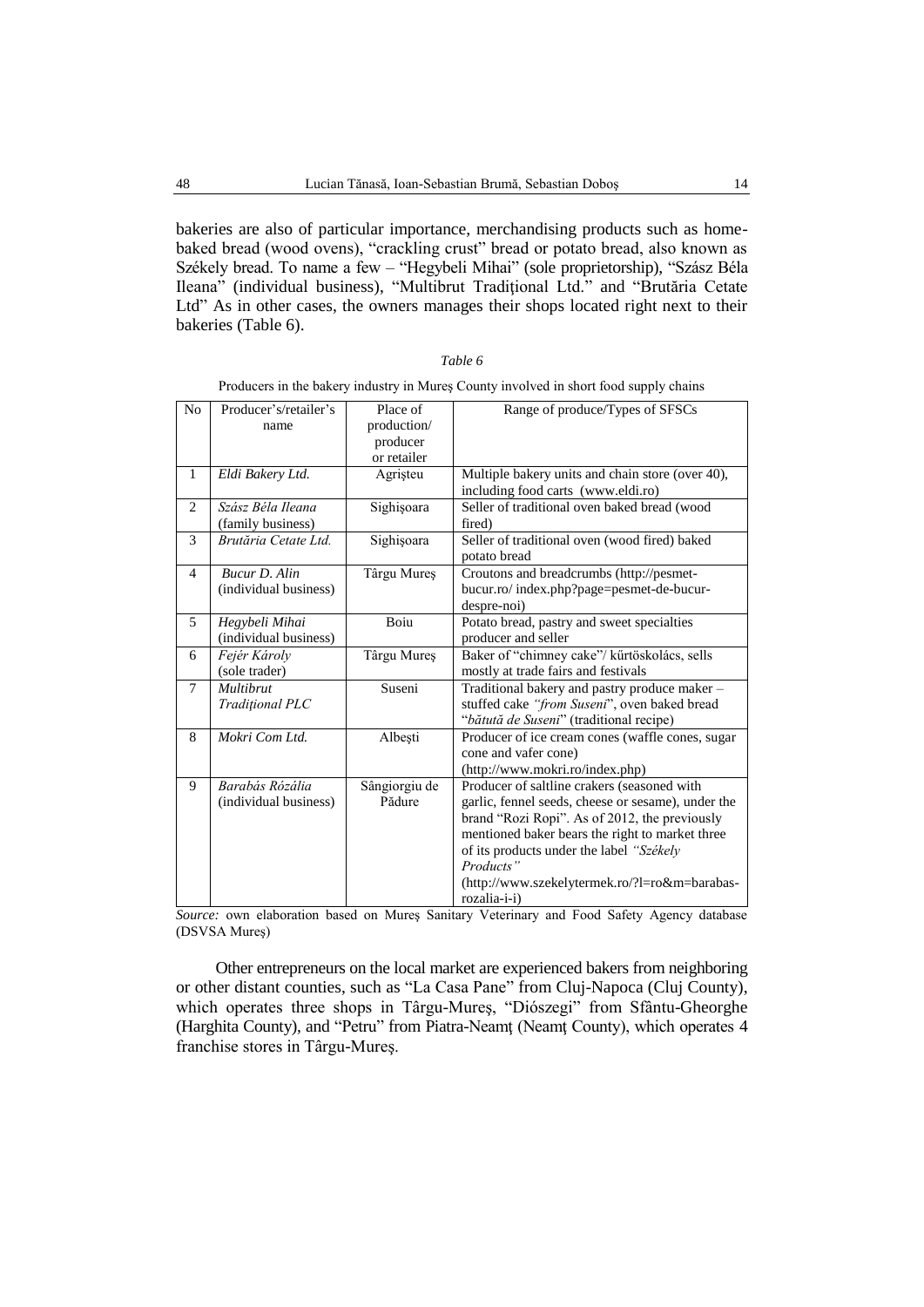bakeries are also of particular importance, merchandising products such as home-baked bread (wood ovens), "crackling crust" bread or potato bread, also known as Székely bread. To name a few – "Hegybeli Mihai" (sole proprietorship), "Szász Béla Ileana" (individual business), "Multibrut Tradiţional Ltd." and "Brutăria Cetate Ltd" As in other cases, the owners manages their shops located right next to their bakeries (Table 6).

*Table 6*

Producers in the bakery industry in Mureş County involved in short food supply chains

| No | Producer's/retailer's name | Place of production/ producer or retailer | Range of produce/Types of SFSCs |
|---|---|---|---|
| 1 | *Eldi Bakery Ltd.* | Agrişteu | Multiple bakery units and chain store (over 40), including food carts (www.eldi.ro) |
| 2 | *Szász Béla Ileana* (family business) | Sighişoara | Seller of traditional oven baked bread (wood fired) |
| 3 | *Brutăria Cetate Ltd.* | Sighişoara | Seller of traditional oven (wood fired) baked potato bread |
| 4 | *Bucur D. Alin* (individual business) | Târgu Mureş | Croutons and breadcrumbs (http://pesmet-bucur.ro/ index.php?page=pesmet-de-bucur-despre-noi) |
| 5 | *Hegybeli Mihai* (individual business) | Boiu | Potato bread, pastry and sweet specialties producer and seller |
| 6 | *Fejér Károly* (sole trader) | Târgu Mureş | Baker of "chimney cake"/ kűrtöskolács, sells mostly at trade fairs and festivals |
| 7 | *Multibrut Tradiţional PLC* | Suseni | Traditional bakery and pastry produce maker – stuffed cake *"from Suseni"*, oven baked bread "*bătută de Suseni*" (traditional recipe) |
| 8 | *Mokri Com Ltd.* | Albeşti | Producer of ice cream cones (waffle cones, sugar cone and vafer cone) (http://www.mokri.ro/index.php) |
| 9 | *Barabás Rózália* (individual business) | Sângiorgiu de Pădure | Producer of saltline crakers (seasoned with garlic, fennel seeds, cheese or sesame), under the brand "Rozi Ropi". As of 2012, the previously mentioned baker bears the right to market three of its products under the label *"Székely Products"* (http://www.szekelytermek.ro/?l=ro&m=barabas-rozalia-i-i) |

*Source:* own elaboration based on Mureş Sanitary Veterinary and Food Safety Agency database (DSVSA Mureş)

Other entrepreneurs on the local market are experienced bakers from neighboring or other distant counties, such as "La Casa Pane" from Cluj-Napoca (Cluj County), which operates three shops in Târgu-Mureş, "Diószegi" from Sfântu-Gheorghe (Harghita County), and "Petru" from Piatra-Neamţ (Neamţ County), which operates 4 franchise stores in Târgu-Mureş.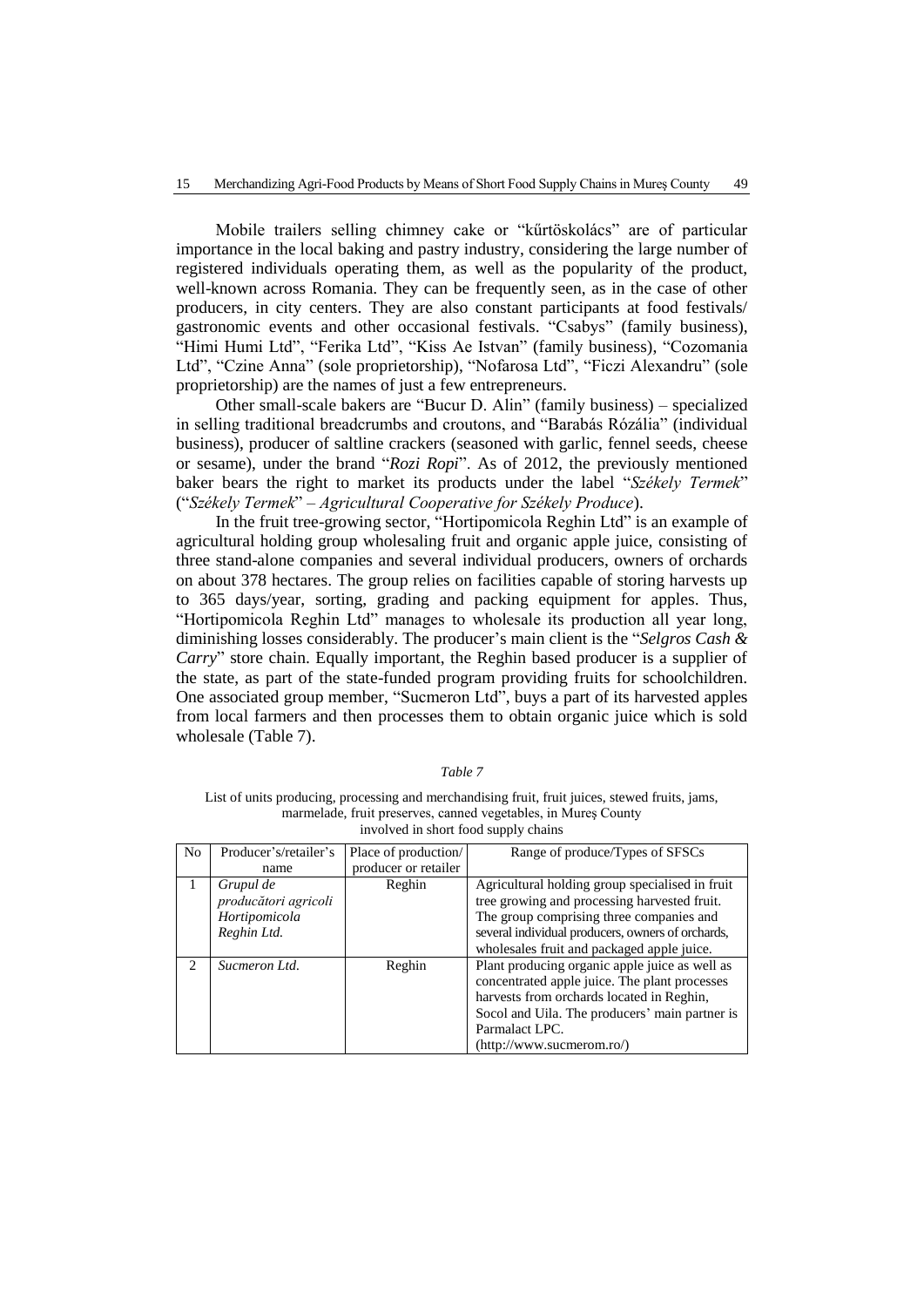Mobile trailers selling chimney cake or "kűrtöskolács" are of particular importance in the local baking and pastry industry, considering the large number of registered individuals operating them, as well as the popularity of the product, well-known across Romania. They can be frequently seen, as in the case of other producers, in city centers. They are also constant participants at food festivals/ gastronomic events and other occasional festivals. "Csabys" (family business), "Himi Humi Ltd", "Ferika Ltd", "Kiss Ae Istvan" (family business), "Cozomania Ltd", "Czine Anna" (sole proprietorship), "Nofarosa Ltd", "Ficzi Alexandru" (sole proprietorship) are the names of just a few entrepreneurs.

Other small-scale bakers are "Bucur D. Alin" (family business) – specialized in selling traditional breadcrumbs and croutons, and "Barabás Rózália" (individual business), producer of saltline crackers (seasoned with garlic, fennel seeds, cheese or sesame), under the brand "*Rozi Ropi*". As of 2012, the previously mentioned baker bears the right to market its products under the label "*Székely Termek*" ("*Székely Termek*" – *Agricultural Cooperative for Székely Produce*).

In the fruit tree-growing sector, "Hortipomicola Reghin Ltd" is an example of agricultural holding group wholesaling fruit and organic apple juice, consisting of three stand-alone companies and several individual producers, owners of orchards on about 378 hectares. The group relies on facilities capable of storing harvests up to 365 days/year, sorting, grading and packing equipment for apples. Thus, "Hortipomicola Reghin Ltd" manages to wholesale its production all year long, diminishing losses considerably. The producer's main client is the "*Selgros Cash & Carry*" store chain. Equally important, the Reghin based producer is a supplier of the state, as part of the state-funded program providing fruits for schoolchildren. One associated group member, "Sucmeron Ltd", buys a part of its harvested apples from local farmers and then processes them to obtain organic juice which is sold wholesale (Table 7).

*Table 7*

List of units producing, processing and merchandising fruit, fruit juices, stewed fruits, jams, marmelade, fruit preserves, canned vegetables, in Mureş County involved in short food supply chains

| No | Producer's/retailer's name | Place of production/ producer or retailer | Range of produce/Types of SFSCs |
|---|---|---|---|
| 1 | *Grupul de producători agricoli Hortipomicola Reghin Ltd.* | Reghin | Agricultural holding group specialised in fruit tree growing and processing harvested fruit. The group comprising three companies and several individual producers, owners of orchards, wholesales fruit and packaged apple juice. |
| 2 | *Sucmeron Ltd.* | Reghin | Plant producing organic apple juice as well as concentrated apple juice. The plant processes harvests from orchards located in Reghin, Socol and Uila. The producers' main partner is Parmalact LPC. (http://www.sucmerom.ro/) |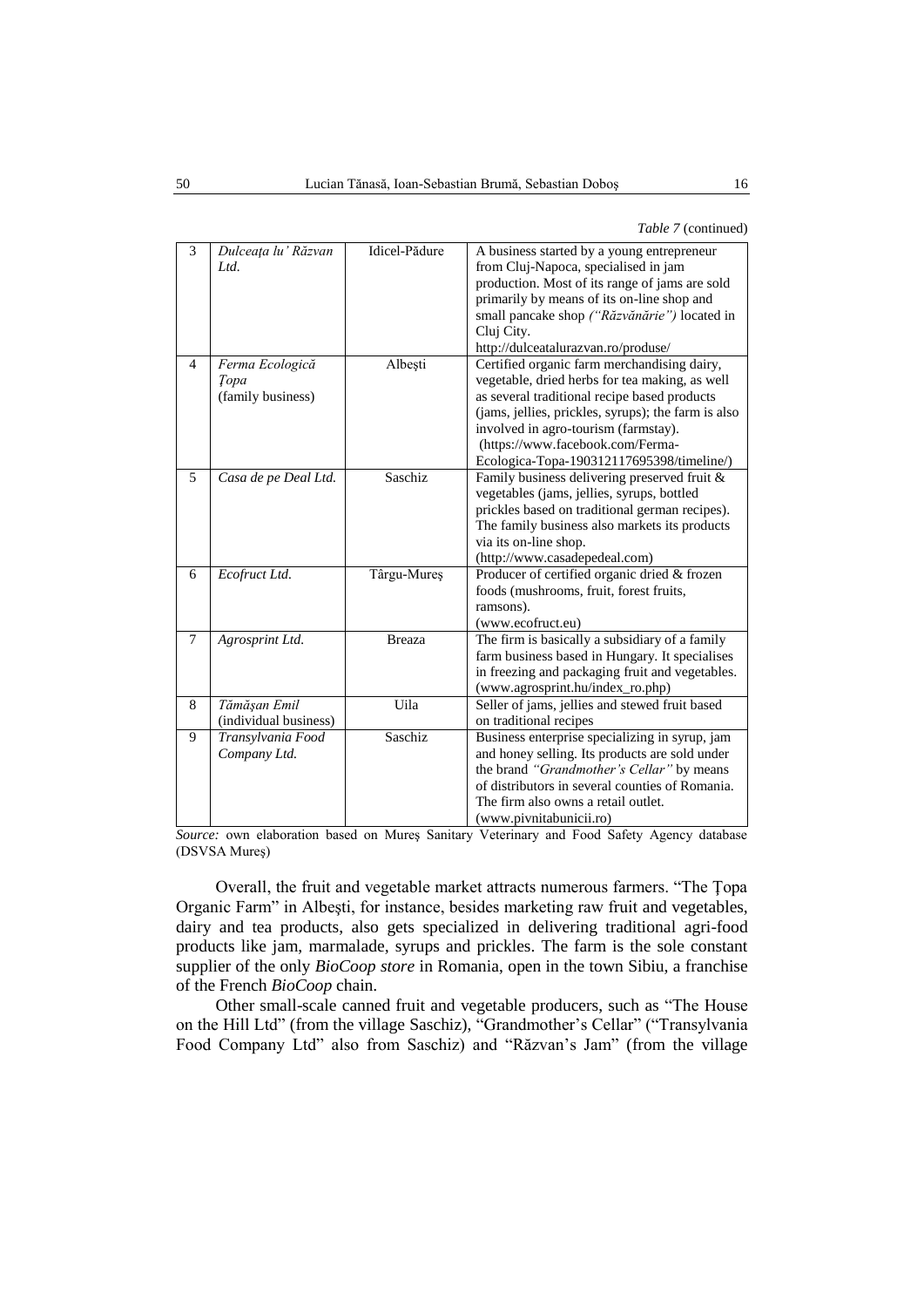*Table 7* (continued)

| | | | |
|---|---|---|---|
| 3 | *Dulceaţa lu' Răzvan Ltd.* | Idicel-Pădure | A business started by a young entrepreneur from Cluj-Napoca, specialised in jam production. Most of its range of jams are sold primarily by means of its on-line shop and small pancake shop *("Răzvănărie")* located in Cluj City. http://dulceatalurazvan.ro/produse/ |
| 4 | *Ferma Ecologică Ţopa* (family business) | Albeşti | Certified organic farm merchandising dairy, vegetable, dried herbs for tea making, as well as several traditional recipe based products (jams, jellies, prickles, syrups); the farm is also involved in agro-tourism (farmstay). (https://www.facebook.com/Ferma-Ecologica-Topa-190312117695398/timeline/) |
| 5 | *Casa de pe Deal Ltd.* | Saschiz | Family business delivering preserved fruit & vegetables (jams, jellies, syrups, bottled prickles based on traditional german recipes). The family business also markets its products via its on-line shop. (http://www.casadepedeal.com) |
| 6 | *Ecofruct Ltd.* | Târgu-Mureş | Producer of certified organic dried & frozen foods (mushrooms, fruit, forest fruits, ramsons). (www.ecofruct.eu) |
| 7 | *Agrosprint Ltd.* | Breaza | The firm is basically a subsidiary of a family farm business based in Hungary. It specialises in freezing and packaging fruit and vegetables. (www.agrosprint.hu/index_ro.php) |
| 8 | *Tămăşan Emil* (individual business) | Uila | Seller of jams, jellies and stewed fruit based on traditional recipes |
| 9 | *Transylvania Food Company Ltd.* | Saschiz | Business enterprise specializing in syrup, jam and honey selling. Its products are sold under the brand *"Grandmother's Cellar"* by means of distributors in several counties of Romania. The firm also owns a retail outlet. (www.pivnitabunicii.ro) |

*Source:* own elaboration based on Mureş Sanitary Veterinary and Food Safety Agency database (DSVSA Mureş)

Overall, the fruit and vegetable market attracts numerous farmers. "The Ţopa Organic Farm" in Albeşti, for instance, besides marketing raw fruit and vegetables, dairy and tea products, also gets specialized in delivering traditional agri-food products like jam, marmalade, syrups and prickles. The farm is the sole constant supplier of the only *BioCoop store* in Romania, open in the town Sibiu, a franchise of the French *BioCoop* chain.

Other small-scale canned fruit and vegetable producers, such as "The House on the Hill Ltd" (from the village Saschiz), "Grandmother's Cellar" ("Transylvania Food Company Ltd" also from Saschiz) and "Răzvan's Jam" (from the village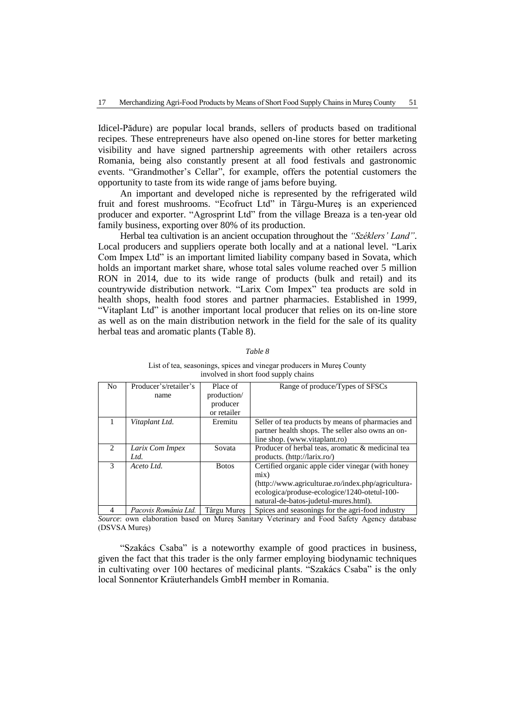Idicel-Pădure) are popular local brands, sellers of products based on traditional recipes. These entrepreneurs have also opened on-line stores for better marketing visibility and have signed partnership agreements with other retailers across Romania, being also constantly present at all food festivals and gastronomic events. "Grandmother's Cellar", for example, offers the potential customers the opportunity to taste from its wide range of jams before buying.

An important and developed niche is represented by the refrigerated wild fruit and forest mushrooms. "Ecofruct Ltd" in Târgu-Mureş is an experienced producer and exporter. "Agrosprint Ltd" from the village Breaza is a ten-year old family business, exporting over 80% of its production.

Herbal tea cultivation is an ancient occupation throughout the *"Széklers' Land"*. Local producers and suppliers operate both locally and at a national level. "Larix Com Impex Ltd" is an important limited liability company based in Sovata, which holds an important market share, whose total sales volume reached over 5 million RON in 2014, due to its wide range of products (bulk and retail) and its countrywide distribution network. "Larix Com Impex" tea products are sold in health shops, health food stores and partner pharmacies. Established in 1999, "Vitaplant Ltd" is another important local producer that relies on its on-line store as well as on the main distribution network in the field for the sale of its quality herbal teas and aromatic plants (Table 8).

*Table 8*

List of tea, seasonings, spices and vinegar producers in Mureş County involved in short food supply chains

| No | Producer's/retailer's name | Place of production/ producer or retailer | Range of produce/Types of SFSCs |
|---|---|---|---|
| 1 | *Vitaplant Ltd.* | Eremitu | Seller of tea products by means of pharmacies and partner health shops. The seller also owns an on-line shop. (www.vitaplant.ro) |
| 2 | *Larix Com Impex Ltd.* | Sovata | Producer of herbal teas, aromatic & medicinal tea products. (http://larix.ro/) |
| 3 | *Aceto Ltd.* | Botos | Certified organic apple cider vinegar (with honey mix) (http://www.agriculturae.ro/index.php/agricultura-ecologica/produse-ecologice/1240-otetul-100-natural-de-batos-judetul-mures.html). |
| 4 | *Pacovis România Ltd.* | Târgu Mureş | Spices and seasonings for the agri-food industry |

*Source*: own elaboration based on Mureş Sanitary Veterinary and Food Safety Agency database (DSVSA Mureş)

"Szakács Csaba" is a noteworthy example of good practices in business, given the fact that this trader is the only farmer employing biodynamic techniques in cultivating over 100 hectares of medicinal plants. "Szakács Csaba" is the only local Sonnentor Kräuterhandels GmbH member in Romania.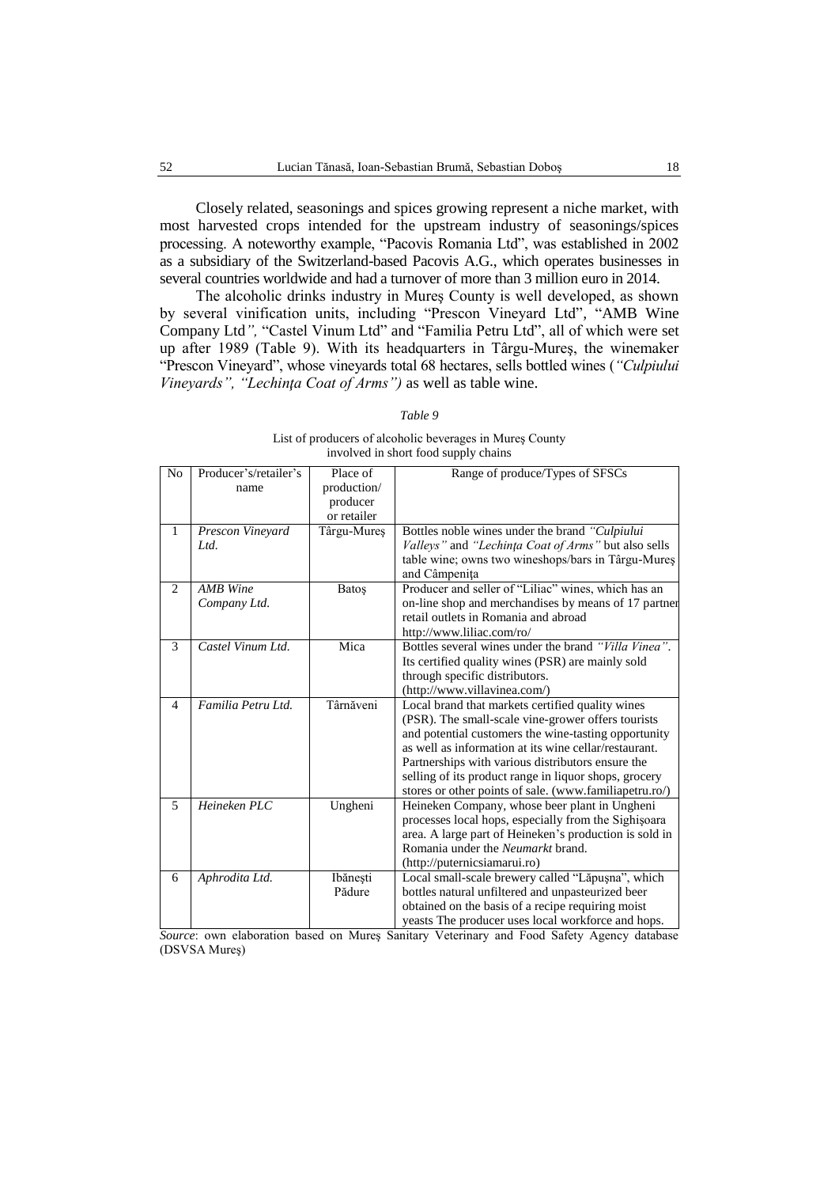Closely related, seasonings and spices growing represent a niche market, with most harvested crops intended for the upstream industry of seasonings/spices processing. A noteworthy example, "Pacovis Romania Ltd", was established in 2002 as a subsidiary of the Switzerland-based Pacovis A.G., which operates businesses in several countries worldwide and had a turnover of more than 3 million euro in 2014.

The alcoholic drinks industry in Mureş County is well developed, as shown by several vinification units, including "Prescon Vineyard Ltd", "AMB Wine Company Ltd*"*, "Castel Vinum Ltd" and "Familia Petru Ltd", all of which were set up after 1989 (Table 9). With its headquarters in Târgu-Mureş, the winemaker "Prescon Vineyard", whose vineyards total 68 hectares, sells bottled wines (*"Culpiului Vineyards", "Lechinţa Coat of Arms")* as well as table wine.

*Table 9*

List of producers of alcoholic beverages in Mureş County involved in short food supply chains

| No | Producer's/retailer's name | Place of production/ producer or retailer | Range of produce/Types of SFSCs |
|---|---|---|---|
| 1 | *Prescon Vineyard Ltd.* | Târgu-Mureş | Bottles noble wines under the brand *"Culpiului Valleys"* and *"Lechinţa Coat of Arms"* but also sells table wine; owns two wineshops/bars in Târgu-Mureş and Câmpeniţa |
| 2 | *AMB Wine Company Ltd.* | Batoş | Producer and seller of "Liliac" wines, which has an on-line shop and merchandises by means of 17 partner retail outlets in Romania and abroad http://www.liliac.com/ro/ |
| 3 | *Castel Vinum Ltd.* | Mica | Bottles several wines under the brand *"Villa Vinea"*. Its certified quality wines (PSR) are mainly sold through specific distributors. (http://www.villavinea.com/) |
| 4 | *Familia Petru Ltd.* | Târnăveni | Local brand that markets certified quality wines (PSR). The small-scale vine-grower offers tourists and potential customers the wine-tasting opportunity as well as information at its wine cellar/restaurant. Partnerships with various distributors ensure the selling of its product range in liquor shops, grocery stores or other points of sale. (www.familiapetru.ro/) |
| 5 | *Heineken PLC* | Ungheni | Heineken Company, whose beer plant in Ungheni processes local hops, especially from the Sighişoara area. A large part of Heineken's production is sold in Romania under the *Neumarkt* brand. (http://puternicsiamarui.ro) |
| 6 | *Aphrodita Ltd.* | Ibăneşti Pădure | Local small-scale brewery called "Lăpuşna", which bottles natural unfiltered and unpasteurized beer obtained on the basis of a recipe requiring moist yeasts The producer uses local workforce and hops. |

*Source*: own elaboration based on Mureş Sanitary Veterinary and Food Safety Agency database (DSVSA Mureş)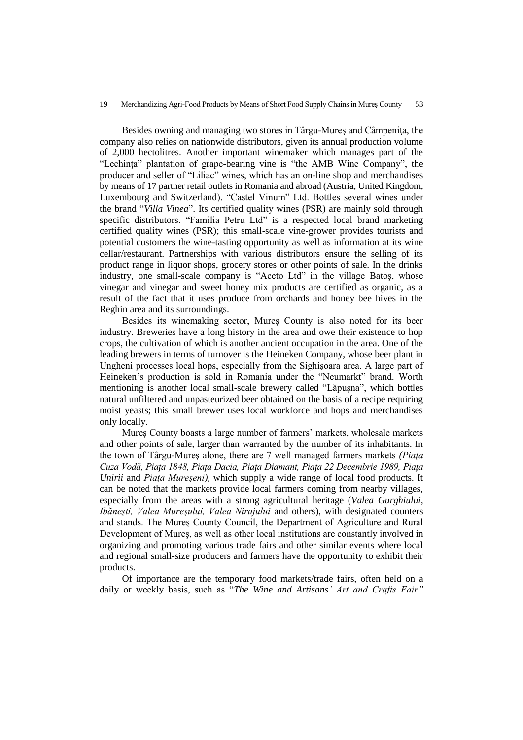Besides owning and managing two stores in Târgu-Mureş and Câmpeniţa, the company also relies on nationwide distributors, given its annual production volume of 2,000 hectolitres. Another important winemaker which manages part of the "Lechinţa" plantation of grape-bearing vine is "the AMB Wine Company", the producer and seller of "Liliac" wines, which has an on-line shop and merchandises by means of 17 partner retail outlets in Romania and abroad (Austria, United Kingdom, Luxembourg and Switzerland). "Castel Vinum" Ltd. Bottles several wines under the brand "*Villa Vinea*". Its certified quality wines (PSR) are mainly sold through specific distributors. "Familia Petru Ltd" is a respected local brand marketing certified quality wines (PSR); this small-scale vine-grower provides tourists and potential customers the wine-tasting opportunity as well as information at its wine cellar/restaurant. Partnerships with various distributors ensure the selling of its product range in liquor shops, grocery stores or other points of sale. In the drinks industry, one small-scale company is "Aceto Ltd" in the village Batoş, whose vinegar and vinegar and sweet honey mix products are certified as organic, as a result of the fact that it uses produce from orchards and honey bee hives in the Reghin area and its surroundings.

Besides its winemaking sector, Mureş County is also noted for its beer industry. Breweries have a long history in the area and owe their existence to hop crops, the cultivation of which is another ancient occupation in the area. One of the leading brewers in terms of turnover is the Heineken Company, whose beer plant in Ungheni processes local hops, especially from the Sighişoara area. A large part of Heineken's production is sold in Romania under the "Neumarkt" brand. Worth mentioning is another local small-scale brewery called "Lăpuşna", which bottles natural unfiltered and unpasteurized beer obtained on the basis of a recipe requiring moist yeasts; this small brewer uses local workforce and hops and merchandises only locally.

Mureş County boasts a large number of farmers' markets, wholesale markets and other points of sale, larger than warranted by the number of its inhabitants. In the town of Târgu-Mureş alone, there are 7 well managed farmers markets *(Piaţa Cuza Vodă, Piaţa 1848, Piaţa Dacia, Piaţa Diamant, Piaţa 22 Decembrie 1989, Piaţa Unirii* and *Piaţa Mureşeni),* which supply a wide range of local food products. It can be noted that the markets provide local farmers coming from nearby villages, especially from the areas with a strong agricultural heritage (*Valea Gurghiului, Ibăneşti, Valea Mureşului, Valea Nirajului* and others), with designated counters and stands. The Mureş County Council, the Department of Agriculture and Rural Development of Mureş, as well as other local institutions are constantly involved in organizing and promoting various trade fairs and other similar events where local and regional small-size producers and farmers have the opportunity to exhibit their products.

Of importance are the temporary food markets/trade fairs, often held on a daily or weekly basis, such as "*The Wine and Artisans' Art and Crafts Fair"*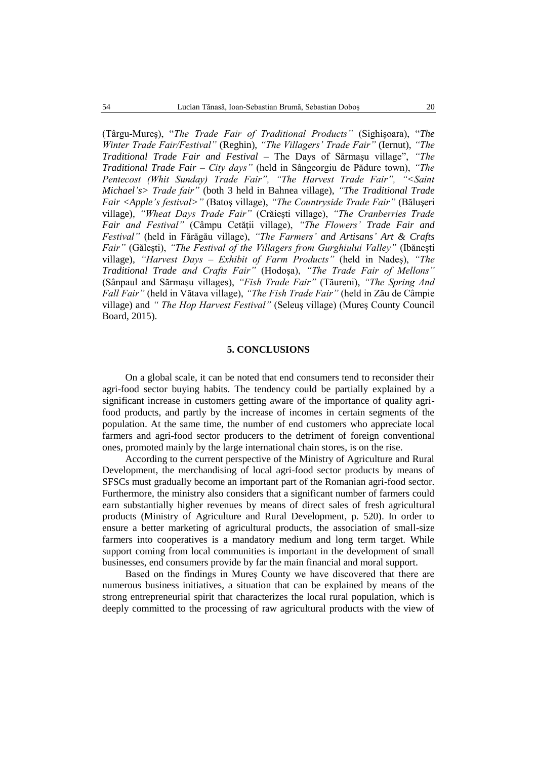(Târgu-Mureş), "*The Trade Fair of Traditional Products"* (Sighişoara), "*The Winter Trade Fair/Festival"* (Reghin), *"The Villagers' Trade Fair"* (Iernut), *"The Traditional Trade Fair and Festival* – The Days of Sărmaşu village", *"The Traditional Trade Fair – City days"* (held in Sângeorgiu de Pădure town), *"The Pentecost (Whit Sunday) Trade Fair", "The Harvest Trade Fair", "<Saint Michael's> Trade fair"* (both 3 held in Bahnea village), *"The Traditional Trade Fair <Apple's festival>"* (Batoş village), *"The Countryside Trade Fair"* (Băluşeri village), *"Wheat Days Trade Fair"* (Crăieşti village), *"The Cranberries Trade Fair and Festival"* (Câmpu Cetăţii village), *"The Flowers' Trade Fair and Festival"* (held in Fărăgău village), *"The Farmers' and Artisans' Art & Crafts Fair"* (Găleşti), *"The Festival of the Villagers from Gurghiului Valley"* (Ibăneşti village), *"Harvest Days – Exhibit of Farm Products"* (held in Nadeş), *"The Traditional Trade and Crafts Fair"* (Hodoşa), *"The Trade Fair of Mellons"* (Sânpaul and Sărmaşu villages), *"Fish Trade Fair"* (Tăureni), *"The Spring And Fall Fair"* (held in Vătava village), *"The Fish Trade Fair"* (held in Zău de Câmpie village) and *" The Hop Harvest Festival"* (Seleuş village) (Mureş County Council Board, 2015).

## 5. CONCLUSIONS

On a global scale, it can be noted that end consumers tend to reconsider their agri-food sector buying habits. The tendency could be partially explained by a significant increase in customers getting aware of the importance of quality agri-food products, and partly by the increase of incomes in certain segments of the population. At the same time, the number of end customers who appreciate local farmers and agri-food sector producers to the detriment of foreign conventional ones, promoted mainly by the large international chain stores, is on the rise.

According to the current perspective of the Ministry of Agriculture and Rural Development, the merchandising of local agri-food sector products by means of SFSCs must gradually become an important part of the Romanian agri-food sector. Furthermore, the ministry also considers that a significant number of farmers could earn substantially higher revenues by means of direct sales of fresh agricultural products (Ministry of Agriculture and Rural Development, p. 520). In order to ensure a better marketing of agricultural products, the association of small-size farmers into cooperatives is a mandatory medium and long term target. While support coming from local communities is important in the development of small businesses, end consumers provide by far the main financial and moral support.

Based on the findings in Mureş County we have discovered that there are numerous business initiatives, a situation that can be explained by means of the strong entrepreneurial spirit that characterizes the local rural population, which is deeply committed to the processing of raw agricultural products with the view of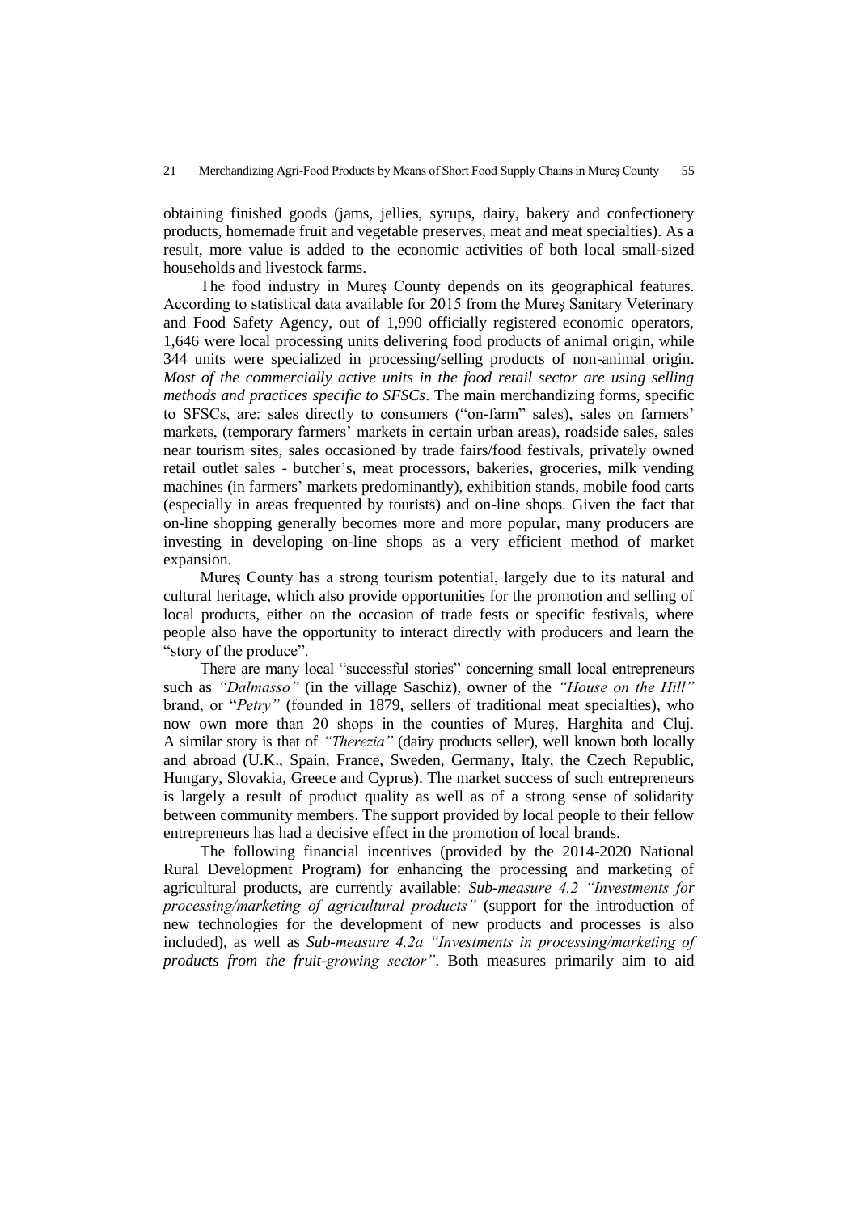obtaining finished goods (jams, jellies, syrups, dairy, bakery and confectionery products, homemade fruit and vegetable preserves, meat and meat specialties). As a result, more value is added to the economic activities of both local small-sized households and livestock farms.

The food industry in Mureş County depends on its geographical features. According to statistical data available for 2015 from the Mureş Sanitary Veterinary and Food Safety Agency, out of 1,990 officially registered economic operators, 1,646 were local processing units delivering food products of animal origin, while 344 units were specialized in processing/selling products of non-animal origin. *Most of the commercially active units in the food retail sector are using selling methods and practices specific to SFSCs*. The main merchandizing forms, specific to SFSCs, are: sales directly to consumers ("on-farm" sales), sales on farmers' markets, (temporary farmers' markets in certain urban areas), roadside sales, sales near tourism sites, sales occasioned by trade fairs/food festivals, privately owned retail outlet sales - butcher's, meat processors, bakeries, groceries, milk vending machines (in farmers' markets predominantly), exhibition stands, mobile food carts (especially in areas frequented by tourists) and on-line shops. Given the fact that on-line shopping generally becomes more and more popular, many producers are investing in developing on-line shops as a very efficient method of market expansion.

Mureş County has a strong tourism potential, largely due to its natural and cultural heritage, which also provide opportunities for the promotion and selling of local products, either on the occasion of trade fests or specific festivals, where people also have the opportunity to interact directly with producers and learn the "story of the produce".

There are many local "successful stories" concerning small local entrepreneurs such as *"Dalmasso"* (in the village Saschiz), owner of the *"House on the Hill"* brand, or "*Petry"* (founded in 1879, sellers of traditional meat specialties), who now own more than 20 shops in the counties of Mureş, Harghita and Cluj. A similar story is that of *"Therezia"* (dairy products seller), well known both locally and abroad (U.K., Spain, France, Sweden, Germany, Italy, the Czech Republic, Hungary, Slovakia, Greece and Cyprus). The market success of such entrepreneurs is largely a result of product quality as well as of a strong sense of solidarity between community members. The support provided by local people to their fellow entrepreneurs has had a decisive effect in the promotion of local brands.

The following financial incentives (provided by the 2014-2020 National Rural Development Program) for enhancing the processing and marketing of agricultural products, are currently available: *Sub-measure 4.2 "Investments for processing/marketing of agricultural products"* (support for the introduction of new technologies for the development of new products and processes is also included), as well as *Sub-measure 4.2a "Investments in processing/marketing of products from the fruit-growing sector"*. Both measures primarily aim to aid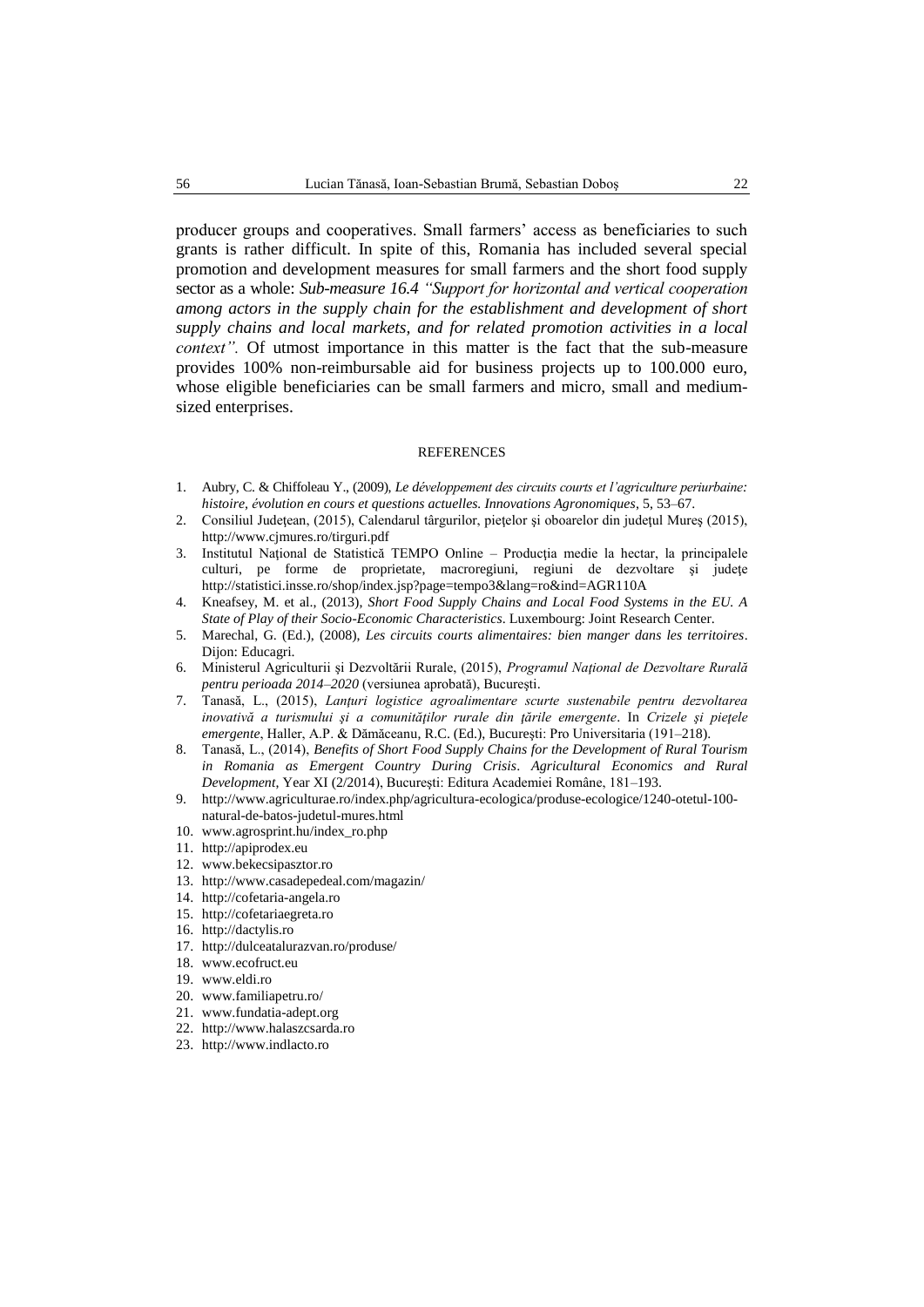producer groups and cooperatives. Small farmers' access as beneficiaries to such grants is rather difficult. In spite of this, Romania has included several special promotion and development measures for small farmers and the short food supply sector as a whole: ***Sub-measure 16.4** "Support for horizontal and vertical cooperation among actors in the supply chain for the establishment and development of short supply chains and local markets, and for related promotion activities in a local context".* Of utmost importance in this matter is the fact that the sub-measure provides 100% non-reimbursable aid for business projects up to 100.000 euro, whose eligible beneficiaries can be small farmers and micro, small and medium-sized enterprises.

## REFERENCES

1. Aubry, C. & Chiffoleau Y., (2009), *Le développement des circuits courts et l'agriculture periurbaine: histoire, évolution en cours et questions actuelles. Innovations Agronomiques*, 5, 53–67.
2. Consiliul Judeţean, (2015), Calendarul târgurilor, pieţelor şi oboarelor din judeţul Mureş (2015), http://www.cjmures.ro/tirguri.pdf
3. Institutul Naţional de Statistică TEMPO Online – Producţia medie la hectar, la principalele culturi, pe forme de proprietate, macroregiuni, regiuni de dezvoltare şi judeţe http://statistici.insse.ro/shop/index.jsp?page=tempo3&lang=ro&ind=AGR110A
4. Kneafsey, M. et al., (2013), *Short Food Supply Chains and Local Food Systems in the EU. A State of Play of their Socio-Economic Characteristics*. Luxembourg: Joint Research Center.
5. Marechal, G. (Ed.), (2008), *Les circuits courts alimentaires: bien manger dans les territoires*. Dijon: Educagri.
6. Ministerul Agriculturii şi Dezvoltării Rurale, (2015), *Programul Naţional de Dezvoltare Rurală pentru perioada 2014–2020* (versiunea aprobată), Bucureşti.
7. Tanasă, L., (2015), *Lanţuri logistice agroalimentare scurte sustenabile pentru dezvoltarea inovativă a turismului şi a comunităţilor rurale din ţările emergente*. In *Crizele şi pieţele emergente*, Haller, A.P. & Dămăceanu, R.C. (Ed.), Bucureşti: Pro Universitaria (191–218).
8. Tanasă, L., (2014), *Benefits of Short Food Supply Chains for the Development of Rural Tourism in Romania as Emergent Country During Crisis*. *Agricultural Economics and Rural Development*, Year XI (2/2014), Bucureşti: Editura Academiei Române, 181–193.
9. http://www.agriculturae.ro/index.php/agricultura-ecologica/produse-ecologice/1240-otetul-100-natural-de-batos-judetul-mures.html
10. www.agrosprint.hu/index_ro.php
11. http://apiprodex.eu
12. www.bekecsipasztor.ro
13. http://www.casadepedeal.com/magazin/
14. http://cofetaria-angela.ro
15. http://cofetariaegreta.ro
16. http://dactylis.ro
17. http://dulceatalurazvan.ro/produse/
18. www.ecofruct.eu
19. www.eldi.ro
20. www.familiapetru.ro/
21. www.fundatia-adept.org
22. http://www.halaszcsarda.ro
23. http://www.indlacto.ro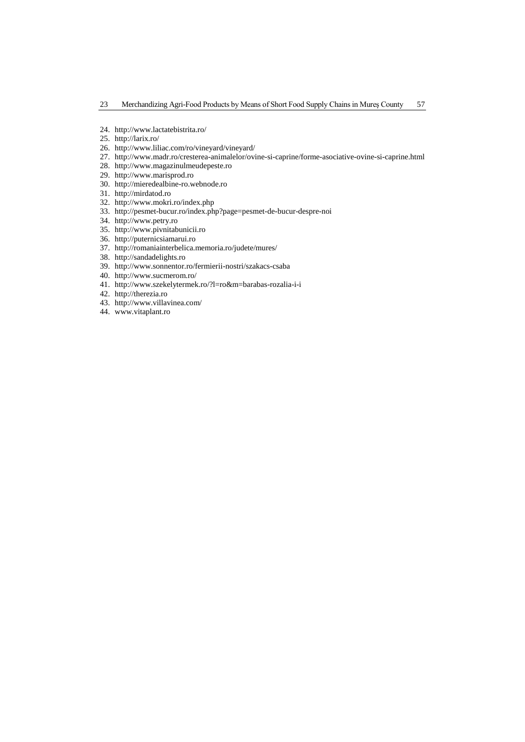24. http://www.lactatebistrita.ro/
25. http://larix.ro/
26. http://www.liliac.com/ro/vineyard/vineyard/
27. http://www.madr.ro/cresterea-animalelor/ovine-si-caprine/forme-asociative-ovine-si-caprine.html
28. http://www.magazinulmeudepeste.ro
29. http://www.marisprod.ro
30. http://mieredealbine-ro.webnode.ro
31. http://mirdatod.ro
32. http://www.mokri.ro/index.php
33. http://pesmet-bucur.ro/index.php?page=pesmet-de-bucur-despre-noi
34. http://www.petry.ro
35. http://www.pivnitabunicii.ro
36. http://puternicsiamarui.ro
37. http://romaniainterbelica.memoria.ro/judete/mures/
38. http://sandadelights.ro
39. http://www.sonnentor.ro/fermierii-nostri/szakacs-csaba
40. http://www.sucmerom.ro/
41. http://www.szekelytermek.ro/?l=ro&m=barabas-rozalia-i-i
42. http://therezia.ro
43. http://www.villavinea.com/
44. www.vitaplant.ro